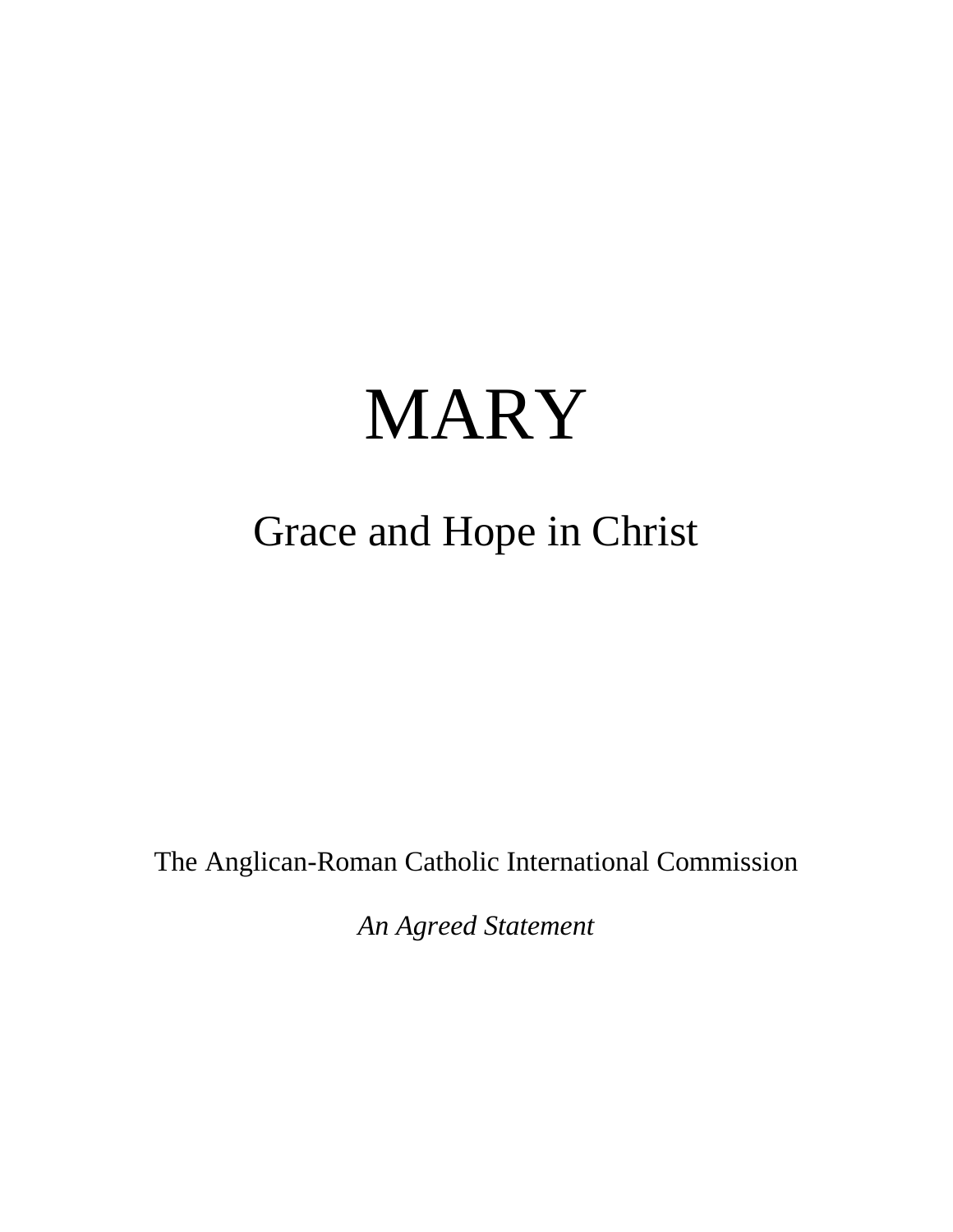# MARY

## Grace and Hope in Christ

The Anglican-Roman Catholic International Commission

*An Agreed Statement*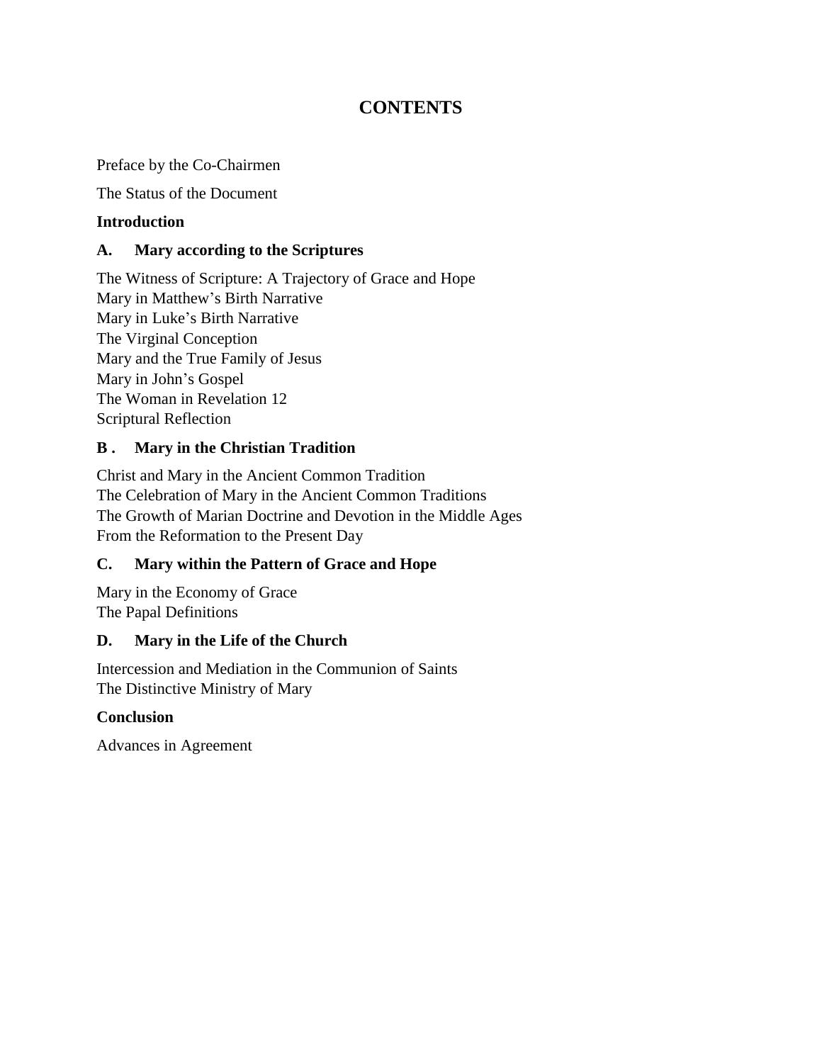# CONTENTS

Preface by the Co-Chairmen

The Status of the Document

**Introduction**

**A. Mary according to the Scriptures**

The Witness of Scripture: A Trajectory of Grace and Hope
Mary in Matthew's Birth Narrative
Mary in Luke's Birth Narrative
The Virginal Conception
Mary and the True Family of Jesus
Mary in John's Gospel
The Woman in Revelation 12
Scriptural Reflection

**B . Mary in the Christian Tradition**

Christ and Mary in the Ancient Common Tradition
The Celebration of Mary in the Ancient Common Traditions
The Growth of Marian Doctrine and Devotion in the Middle Ages
From the Reformation to the Present Day

**C. Mary within the Pattern of Grace and Hope**

Mary in the Economy of Grace
The Papal Definitions

**D. Mary in the Life of the Church**

Intercession and Mediation in the Communion of Saints
The Distinctive Ministry of Mary

**Conclusion**

Advances in Agreement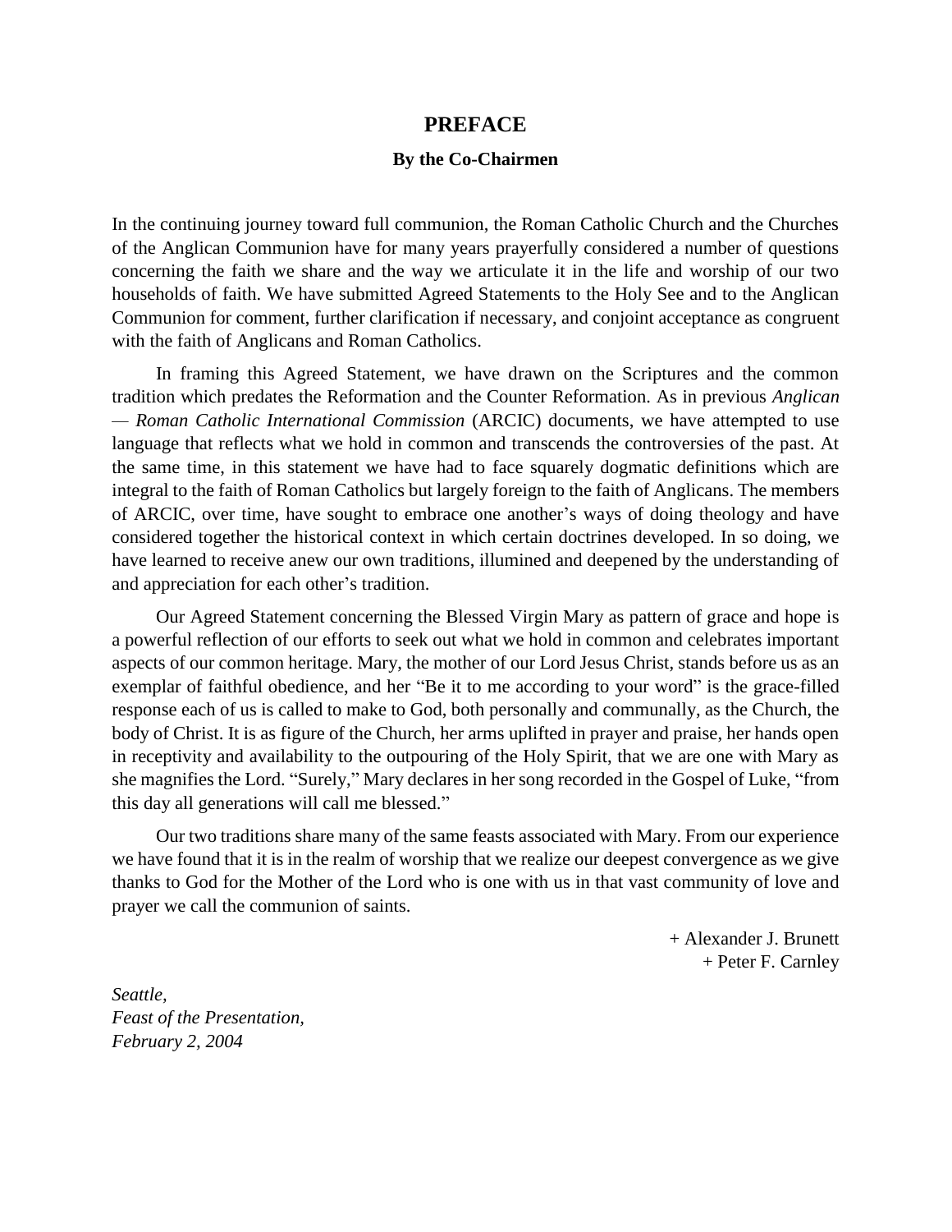# PREFACE

### By the Co-Chairmen

In the continuing journey toward full communion, the Roman Catholic Church and the Churches of the Anglican Communion have for many years prayerfully considered a number of questions concerning the faith we share and the way we articulate it in the life and worship of our two households of faith. We have submitted Agreed Statements to the Holy See and to the Anglican Communion for comment, further clarification if necessary, and conjoint acceptance as congruent with the faith of Anglicans and Roman Catholics.

In framing this Agreed Statement, we have drawn on the Scriptures and the common tradition which predates the Reformation and the Counter Reformation. As in previous *Anglican — Roman Catholic International Commission* (ARCIC) documents, we have attempted to use language that reflects what we hold in common and transcends the controversies of the past. At the same time, in this statement we have had to face squarely dogmatic definitions which are integral to the faith of Roman Catholics but largely foreign to the faith of Anglicans. The members of ARCIC, over time, have sought to embrace one another's ways of doing theology and have considered together the historical context in which certain doctrines developed. In so doing, we have learned to receive anew our own traditions, illumined and deepened by the understanding of and appreciation for each other's tradition.

Our Agreed Statement concerning the Blessed Virgin Mary as pattern of grace and hope is a powerful reflection of our efforts to seek out what we hold in common and celebrates important aspects of our common heritage. Mary, the mother of our Lord Jesus Christ, stands before us as an exemplar of faithful obedience, and her "Be it to me according to your word" is the grace-filled response each of us is called to make to God, both personally and communally, as the Church, the body of Christ. It is as figure of the Church, her arms uplifted in prayer and praise, her hands open in receptivity and availability to the outpouring of the Holy Spirit, that we are one with Mary as she magnifies the Lord. "Surely," Mary declares in her song recorded in the Gospel of Luke, "from this day all generations will call me blessed."

Our two traditions share many of the same feasts associated with Mary. From our experience we have found that it is in the realm of worship that we realize our deepest convergence as we give thanks to God for the Mother of the Lord who is one with us in that vast community of love and prayer we call the communion of saints.

+ Alexander J. Brunett
+ Peter F. Carnley

*Seattle,*
*Feast of the Presentation,*
*February 2, 2004*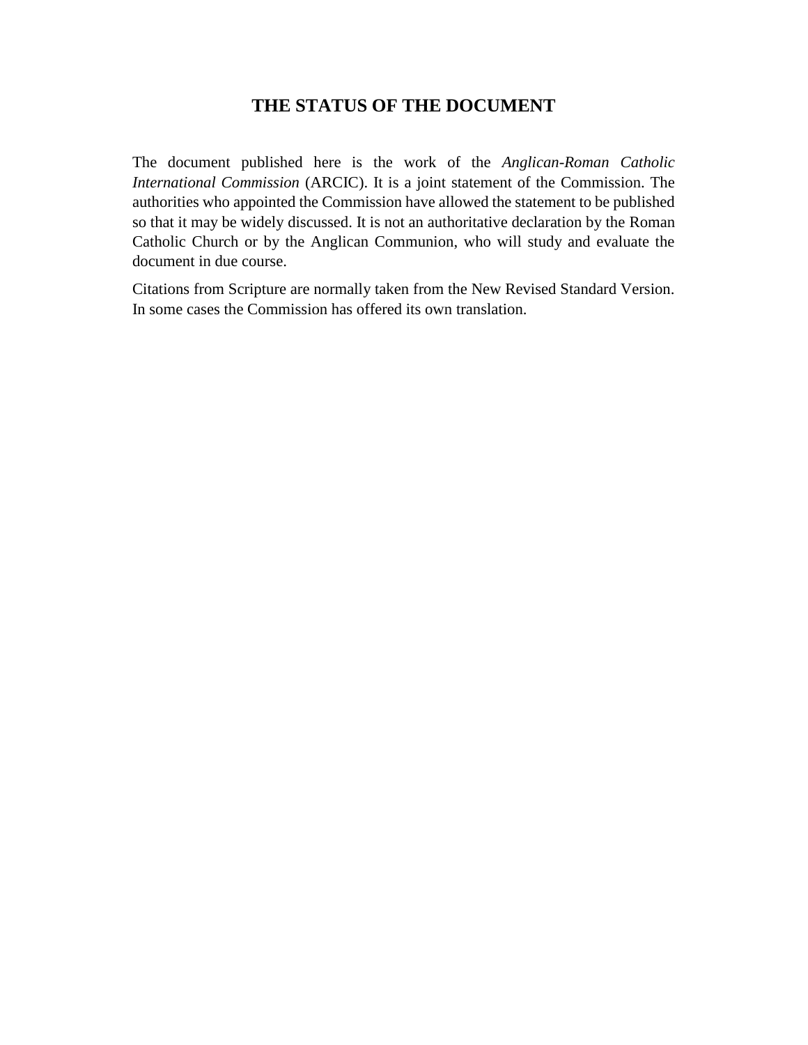## THE STATUS OF THE DOCUMENT

The document published here is the work of the *Anglican-Roman Catholic International Commission* (ARCIC). It is a joint statement of the Commission. The authorities who appointed the Commission have allowed the statement to be published so that it may be widely discussed. It is not an authoritative declaration by the Roman Catholic Church or by the Anglican Communion, who will study and evaluate the document in due course.

Citations from Scripture are normally taken from the New Revised Standard Version. In some cases the Commission has offered its own translation.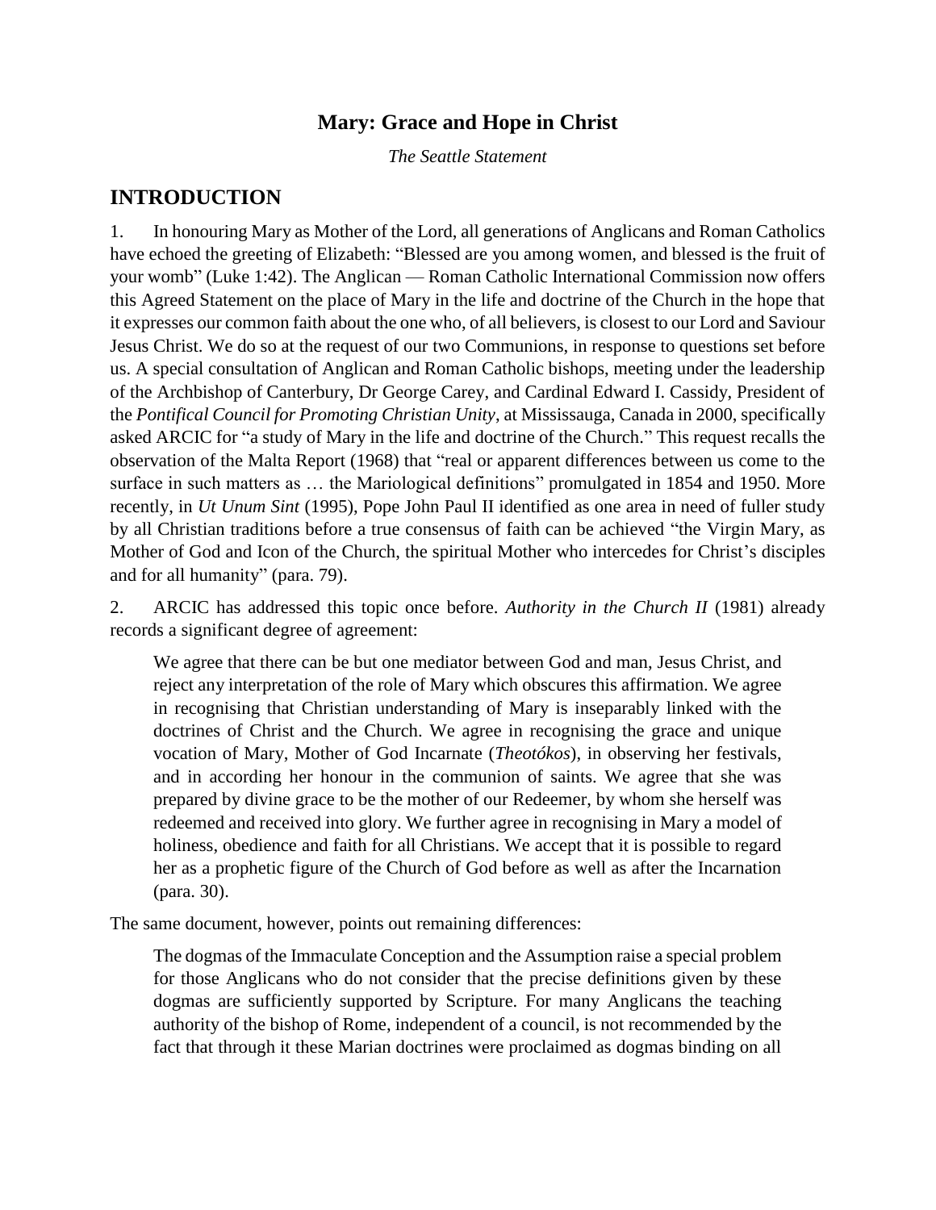# Mary: Grace and Hope in Christ

*The Seattle Statement*

## INTRODUCTION

1. In honouring Mary as Mother of the Lord, all generations of Anglicans and Roman Catholics have echoed the greeting of Elizabeth: "Blessed are you among women, and blessed is the fruit of your womb" (Luke 1:42). The Anglican — Roman Catholic International Commission now offers this Agreed Statement on the place of Mary in the life and doctrine of the Church in the hope that it expresses our common faith about the one who, of all believers, is closest to our Lord and Saviour Jesus Christ. We do so at the request of our two Communions, in response to questions set before us. A special consultation of Anglican and Roman Catholic bishops, meeting under the leadership of the Archbishop of Canterbury, Dr George Carey, and Cardinal Edward I. Cassidy, President of the *Pontifical Council for Promoting Christian Unity*, at Mississauga, Canada in 2000, specifically asked ARCIC for "a study of Mary in the life and doctrine of the Church." This request recalls the observation of the Malta Report (1968) that "real or apparent differences between us come to the surface in such matters as … the Mariological definitions" promulgated in 1854 and 1950. More recently, in *Ut Unum Sint* (1995), Pope John Paul II identified as one area in need of fuller study by all Christian traditions before a true consensus of faith can be achieved "the Virgin Mary, as Mother of God and Icon of the Church, the spiritual Mother who intercedes for Christ's disciples and for all humanity" (para. 79).

2. ARCIC has addressed this topic once before. *Authority in the Church II* (1981) already records a significant degree of agreement:

> We agree that there can be but one mediator between God and man, Jesus Christ, and reject any interpretation of the role of Mary which obscures this affirmation. We agree in recognising that Christian understanding of Mary is inseparably linked with the doctrines of Christ and the Church. We agree in recognising the grace and unique vocation of Mary, Mother of God Incarnate (*Theotókos*), in observing her festivals, and in according her honour in the communion of saints. We agree that she was prepared by divine grace to be the mother of our Redeemer, by whom she herself was redeemed and received into glory. We further agree in recognising in Mary a model of holiness, obedience and faith for all Christians. We accept that it is possible to regard her as a prophetic figure of the Church of God before as well as after the Incarnation (para. 30).

The same document, however, points out remaining differences:

> The dogmas of the Immaculate Conception and the Assumption raise a special problem for those Anglicans who do not consider that the precise definitions given by these dogmas are sufficiently supported by Scripture. For many Anglicans the teaching authority of the bishop of Rome, independent of a council, is not recommended by the fact that through it these Marian doctrines were proclaimed as dogmas binding on all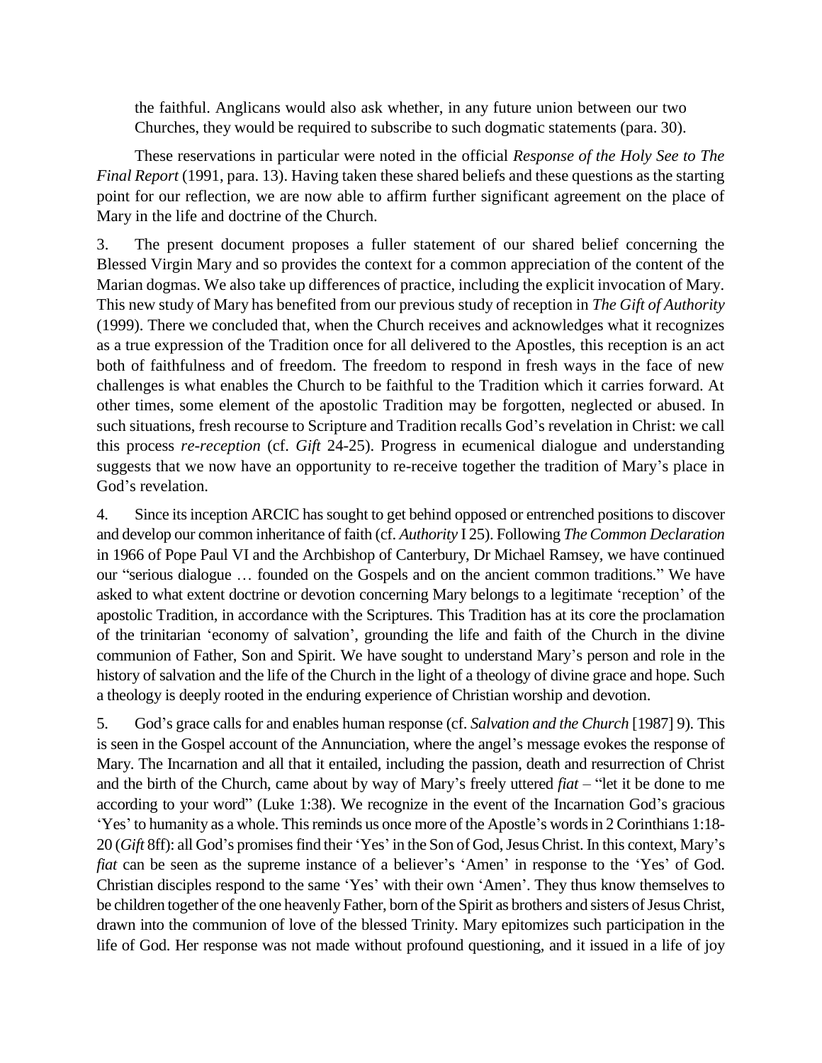the faithful. Anglicans would also ask whether, in any future union between our two Churches, they would be required to subscribe to such dogmatic statements (para. 30).

These reservations in particular were noted in the official *Response of the Holy See to The Final Report* (1991, para. 13). Having taken these shared beliefs and these questions as the starting point for our reflection, we are now able to affirm further significant agreement on the place of Mary in the life and doctrine of the Church.

3. The present document proposes a fuller statement of our shared belief concerning the Blessed Virgin Mary and so provides the context for a common appreciation of the content of the Marian dogmas. We also take up differences of practice, including the explicit invocation of Mary. This new study of Mary has benefited from our previous study of reception in *The Gift of Authority* (1999). There we concluded that, when the Church receives and acknowledges what it recognizes as a true expression of the Tradition once for all delivered to the Apostles, this reception is an act both of faithfulness and of freedom. The freedom to respond in fresh ways in the face of new challenges is what enables the Church to be faithful to the Tradition which it carries forward. At other times, some element of the apostolic Tradition may be forgotten, neglected or abused. In such situations, fresh recourse to Scripture and Tradition recalls God's revelation in Christ: we call this process *re-reception* (cf. *Gift* 24-25). Progress in ecumenical dialogue and understanding suggests that we now have an opportunity to re-receive together the tradition of Mary's place in God's revelation.

4. Since its inception ARCIC has sought to get behind opposed or entrenched positions to discover and develop our common inheritance of faith (cf. *Authority* I 25). Following *The Common Declaration* in 1966 of Pope Paul VI and the Archbishop of Canterbury, Dr Michael Ramsey, we have continued our "serious dialogue … founded on the Gospels and on the ancient common traditions." We have asked to what extent doctrine or devotion concerning Mary belongs to a legitimate 'reception' of the apostolic Tradition, in accordance with the Scriptures. This Tradition has at its core the proclamation of the trinitarian 'economy of salvation', grounding the life and faith of the Church in the divine communion of Father, Son and Spirit. We have sought to understand Mary's person and role in the history of salvation and the life of the Church in the light of a theology of divine grace and hope. Such a theology is deeply rooted in the enduring experience of Christian worship and devotion.

5. God's grace calls for and enables human response (cf. *Salvation and the Church* [1987] 9). This is seen in the Gospel account of the Annunciation, where the angel's message evokes the response of Mary. The Incarnation and all that it entailed, including the passion, death and resurrection of Christ and the birth of the Church, came about by way of Mary's freely uttered *fiat* – "let it be done to me according to your word" (Luke 1:38). We recognize in the event of the Incarnation God's gracious 'Yes' to humanity as a whole. This reminds us once more of the Apostle's words in 2 Corinthians 1:18-20 (*Gift* 8ff): all God's promises find their 'Yes' in the Son of God, Jesus Christ. In this context, Mary's *fiat* can be seen as the supreme instance of a believer's 'Amen' in response to the 'Yes' of God. Christian disciples respond to the same 'Yes' with their own 'Amen'. They thus know themselves to be children together of the one heavenly Father, born of the Spirit as brothers and sisters of Jesus Christ, drawn into the communion of love of the blessed Trinity. Mary epitomizes such participation in the life of God. Her response was not made without profound questioning, and it issued in a life of joy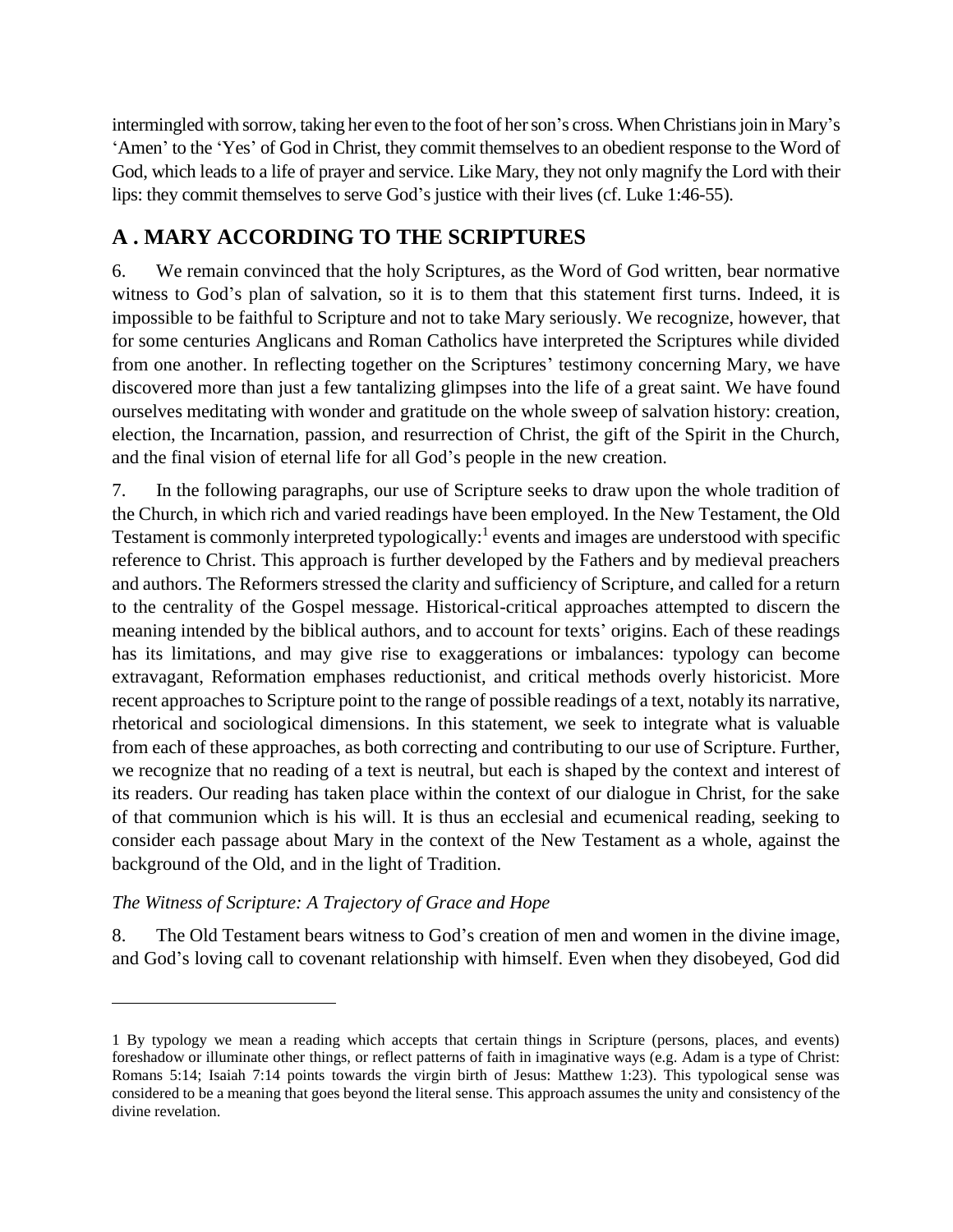intermingled with sorrow, taking her even to the foot of her son's cross. When Christians join in Mary's 'Amen' to the 'Yes' of God in Christ, they commit themselves to an obedient response to the Word of God, which leads to a life of prayer and service. Like Mary, they not only magnify the Lord with their lips: they commit themselves to serve God's justice with their lives (cf. Luke 1:46-55).

## A . MARY ACCORDING TO THE SCRIPTURES

6. We remain convinced that the holy Scriptures, as the Word of God written, bear normative witness to God's plan of salvation, so it is to them that this statement first turns. Indeed, it is impossible to be faithful to Scripture and not to take Mary seriously. We recognize, however, that for some centuries Anglicans and Roman Catholics have interpreted the Scriptures while divided from one another. In reflecting together on the Scriptures' testimony concerning Mary, we have discovered more than just a few tantalizing glimpses into the life of a great saint. We have found ourselves meditating with wonder and gratitude on the whole sweep of salvation history: creation, election, the Incarnation, passion, and resurrection of Christ, the gift of the Spirit in the Church, and the final vision of eternal life for all God's people in the new creation.

7. In the following paragraphs, our use of Scripture seeks to draw upon the whole tradition of the Church, in which rich and varied readings have been employed. In the New Testament, the Old Testament is commonly interpreted typologically:[1] events and images are understood with specific reference to Christ. This approach is further developed by the Fathers and by medieval preachers and authors. The Reformers stressed the clarity and sufficiency of Scripture, and called for a return to the centrality of the Gospel message. Historical-critical approaches attempted to discern the meaning intended by the biblical authors, and to account for texts' origins. Each of these readings has its limitations, and may give rise to exaggerations or imbalances: typology can become extravagant, Reformation emphases reductionist, and critical methods overly historicist. More recent approaches to Scripture point to the range of possible readings of a text, notably its narrative, rhetorical and sociological dimensions. In this statement, we seek to integrate what is valuable from each of these approaches, as both correcting and contributing to our use of Scripture. Further, we recognize that no reading of a text is neutral, but each is shaped by the context and interest of its readers. Our reading has taken place within the context of our dialogue in Christ, for the sake of that communion which is his will. It is thus an ecclesial and ecumenical reading, seeking to consider each passage about Mary in the context of the New Testament as a whole, against the background of the Old, and in the light of Tradition.

### *The Witness of Scripture: A Trajectory of Grace and Hope*

8. The Old Testament bears witness to God's creation of men and women in the divine image, and God's loving call to covenant relationship with himself. Even when they disobeyed, God did

---

1 By typology we mean a reading which accepts that certain things in Scripture (persons, places, and events) foreshadow or illuminate other things, or reflect patterns of faith in imaginative ways (e.g. Adam is a type of Christ: Romans 5:14; Isaiah 7:14 points towards the virgin birth of Jesus: Matthew 1:23). This typological sense was considered to be a meaning that goes beyond the literal sense. This approach assumes the unity and consistency of the divine revelation.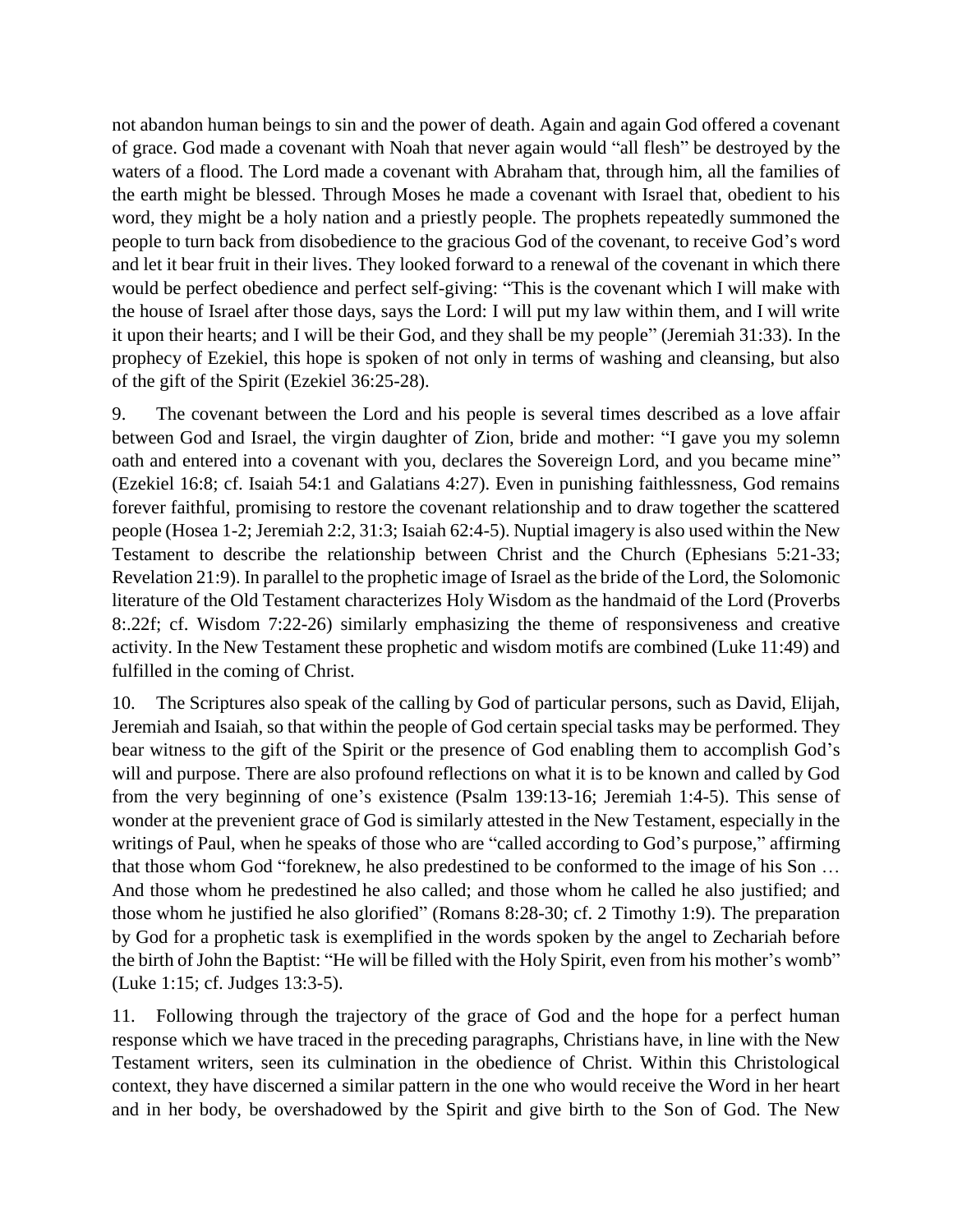not abandon human beings to sin and the power of death. Again and again God offered a covenant of grace. God made a covenant with Noah that never again would "all flesh" be destroyed by the waters of a flood. The Lord made a covenant with Abraham that, through him, all the families of the earth might be blessed. Through Moses he made a covenant with Israel that, obedient to his word, they might be a holy nation and a priestly people. The prophets repeatedly summoned the people to turn back from disobedience to the gracious God of the covenant, to receive God's word and let it bear fruit in their lives. They looked forward to a renewal of the covenant in which there would be perfect obedience and perfect self-giving: "This is the covenant which I will make with the house of Israel after those days, says the Lord: I will put my law within them, and I will write it upon their hearts; and I will be their God, and they shall be my people" (Jeremiah 31:33). In the prophecy of Ezekiel, this hope is spoken of not only in terms of washing and cleansing, but also of the gift of the Spirit (Ezekiel 36:25-28).

9. The covenant between the Lord and his people is several times described as a love affair between God and Israel, the virgin daughter of Zion, bride and mother: "I gave you my solemn oath and entered into a covenant with you, declares the Sovereign Lord, and you became mine" (Ezekiel 16:8; cf. Isaiah 54:1 and Galatians 4:27). Even in punishing faithlessness, God remains forever faithful, promising to restore the covenant relationship and to draw together the scattered people (Hosea 1-2; Jeremiah 2:2, 31:3; Isaiah 62:4-5). Nuptial imagery is also used within the New Testament to describe the relationship between Christ and the Church (Ephesians 5:21-33; Revelation 21:9). In parallel to the prophetic image of Israel as the bride of the Lord, the Solomonic literature of the Old Testament characterizes Holy Wisdom as the handmaid of the Lord (Proverbs 8:.22f; cf. Wisdom 7:22-26) similarly emphasizing the theme of responsiveness and creative activity. In the New Testament these prophetic and wisdom motifs are combined (Luke 11:49) and fulfilled in the coming of Christ.

10. The Scriptures also speak of the calling by God of particular persons, such as David, Elijah, Jeremiah and Isaiah, so that within the people of God certain special tasks may be performed. They bear witness to the gift of the Spirit or the presence of God enabling them to accomplish God's will and purpose. There are also profound reflections on what it is to be known and called by God from the very beginning of one's existence (Psalm 139:13-16; Jeremiah 1:4-5). This sense of wonder at the prevenient grace of God is similarly attested in the New Testament, especially in the writings of Paul, when he speaks of those who are "called according to God's purpose," affirming that those whom God "foreknew, he also predestined to be conformed to the image of his Son … And those whom he predestined he also called; and those whom he called he also justified; and those whom he justified he also glorified" (Romans 8:28-30; cf. 2 Timothy 1:9). The preparation by God for a prophetic task is exemplified in the words spoken by the angel to Zechariah before the birth of John the Baptist: "He will be filled with the Holy Spirit, even from his mother's womb" (Luke 1:15; cf. Judges 13:3-5).

11. Following through the trajectory of the grace of God and the hope for a perfect human response which we have traced in the preceding paragraphs, Christians have, in line with the New Testament writers, seen its culmination in the obedience of Christ. Within this Christological context, they have discerned a similar pattern in the one who would receive the Word in her heart and in her body, be overshadowed by the Spirit and give birth to the Son of God. The New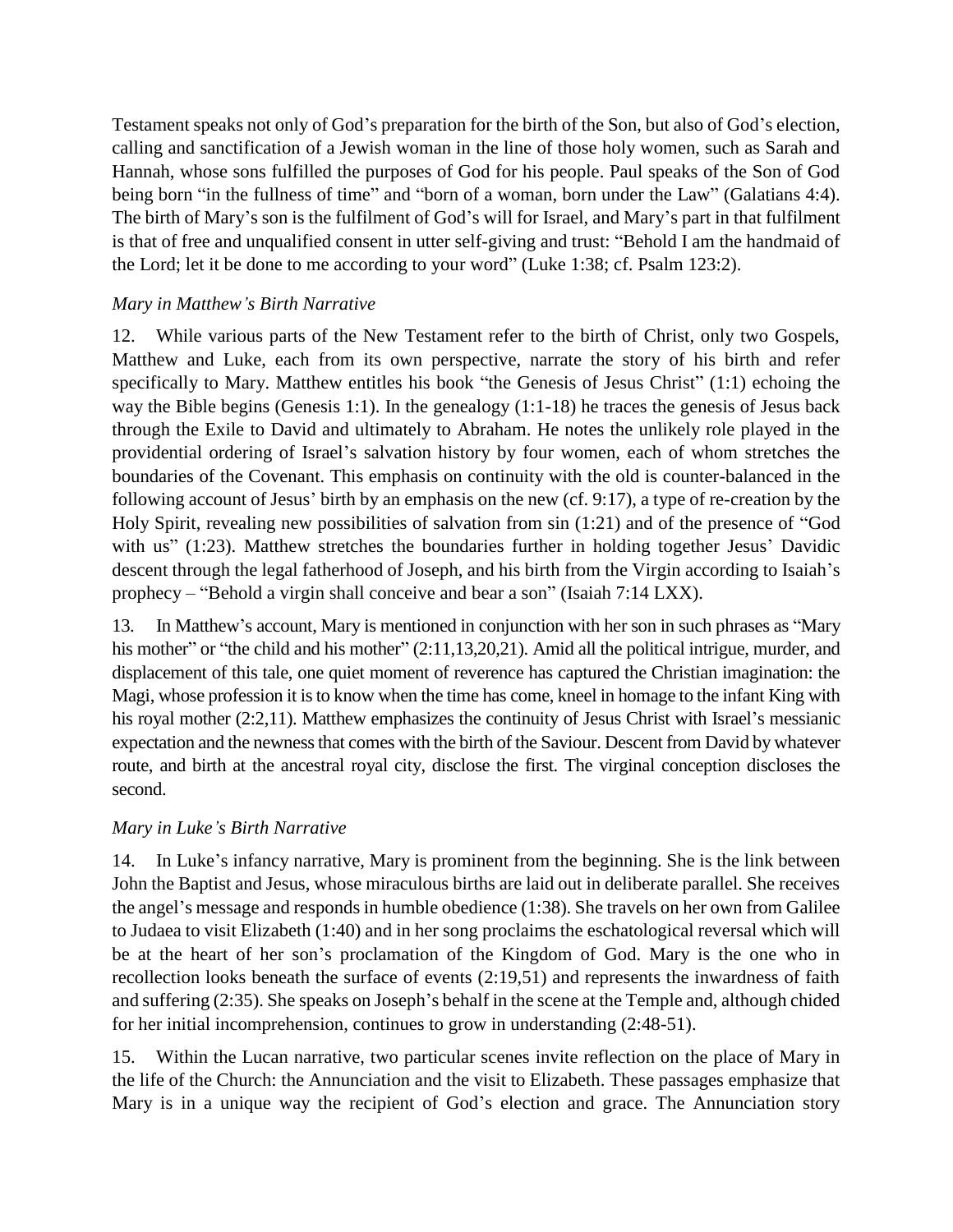Testament speaks not only of God's preparation for the birth of the Son, but also of God's election, calling and sanctification of a Jewish woman in the line of those holy women, such as Sarah and Hannah, whose sons fulfilled the purposes of God for his people. Paul speaks of the Son of God being born "in the fullness of time" and "born of a woman, born under the Law" (Galatians 4:4). The birth of Mary's son is the fulfilment of God's will for Israel, and Mary's part in that fulfilment is that of free and unqualified consent in utter self-giving and trust: "Behold I am the handmaid of the Lord; let it be done to me according to your word" (Luke 1:38; cf. Psalm 123:2).

### *Mary in Matthew's Birth Narrative*

12. While various parts of the New Testament refer to the birth of Christ, only two Gospels, Matthew and Luke, each from its own perspective, narrate the story of his birth and refer specifically to Mary. Matthew entitles his book "the Genesis of Jesus Christ" (1:1) echoing the way the Bible begins (Genesis 1:1). In the genealogy (1:1-18) he traces the genesis of Jesus back through the Exile to David and ultimately to Abraham. He notes the unlikely role played in the providential ordering of Israel's salvation history by four women, each of whom stretches the boundaries of the Covenant. This emphasis on continuity with the old is counter-balanced in the following account of Jesus' birth by an emphasis on the new (cf. 9:17), a type of re-creation by the Holy Spirit, revealing new possibilities of salvation from sin (1:21) and of the presence of "God with us" (1:23). Matthew stretches the boundaries further in holding together Jesus' Davidic descent through the legal fatherhood of Joseph, and his birth from the Virgin according to Isaiah's prophecy – "Behold a virgin shall conceive and bear a son" (Isaiah 7:14 LXX).

13. In Matthew's account, Mary is mentioned in conjunction with her son in such phrases as "Mary his mother" or "the child and his mother" (2:11,13,20,21). Amid all the political intrigue, murder, and displacement of this tale, one quiet moment of reverence has captured the Christian imagination: the Magi, whose profession it is to know when the time has come, kneel in homage to the infant King with his royal mother (2:2,11). Matthew emphasizes the continuity of Jesus Christ with Israel's messianic expectation and the newness that comes with the birth of the Saviour. Descent from David by whatever route, and birth at the ancestral royal city, disclose the first. The virginal conception discloses the second.

### *Mary in Luke's Birth Narrative*

14. In Luke's infancy narrative, Mary is prominent from the beginning. She is the link between John the Baptist and Jesus, whose miraculous births are laid out in deliberate parallel. She receives the angel's message and responds in humble obedience (1:38). She travels on her own from Galilee to Judaea to visit Elizabeth (1:40) and in her song proclaims the eschatological reversal which will be at the heart of her son's proclamation of the Kingdom of God. Mary is the one who in recollection looks beneath the surface of events (2:19,51) and represents the inwardness of faith and suffering (2:35). She speaks on Joseph's behalf in the scene at the Temple and, although chided for her initial incomprehension, continues to grow in understanding (2:48-51).

15. Within the Lucan narrative, two particular scenes invite reflection on the place of Mary in the life of the Church: the Annunciation and the visit to Elizabeth. These passages emphasize that Mary is in a unique way the recipient of God's election and grace. The Annunciation story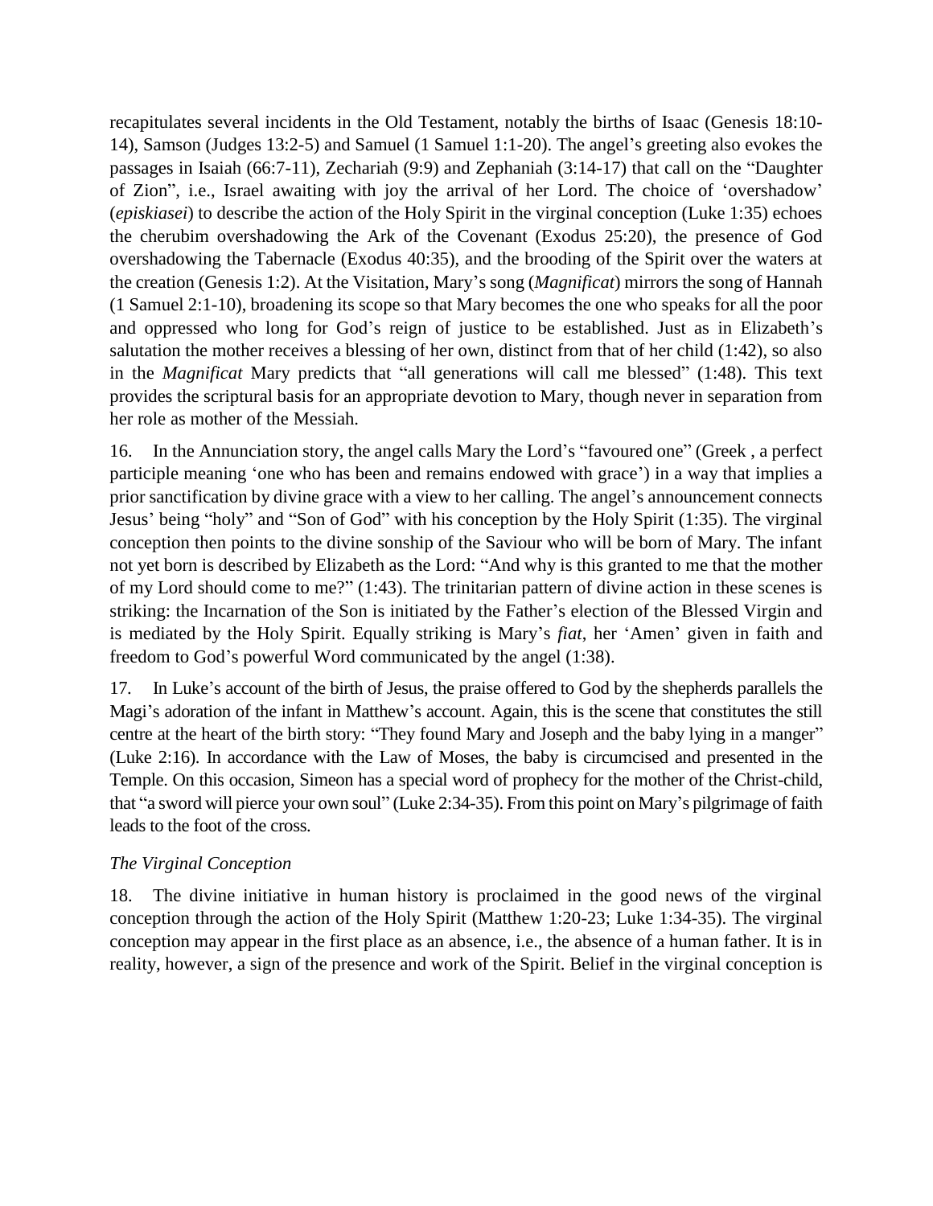recapitulates several incidents in the Old Testament, notably the births of Isaac (Genesis 18:10-14), Samson (Judges 13:2-5) and Samuel (1 Samuel 1:1-20). The angel's greeting also evokes the passages in Isaiah (66:7-11), Zechariah (9:9) and Zephaniah (3:14-17) that call on the "Daughter of Zion", i.e., Israel awaiting with joy the arrival of her Lord. The choice of 'overshadow' (*episkiasei*) to describe the action of the Holy Spirit in the virginal conception (Luke 1:35) echoes the cherubim overshadowing the Ark of the Covenant (Exodus 25:20), the presence of God overshadowing the Tabernacle (Exodus 40:35), and the brooding of the Spirit over the waters at the creation (Genesis 1:2). At the Visitation, Mary's song (*Magnificat*) mirrors the song of Hannah (1 Samuel 2:1-10), broadening its scope so that Mary becomes the one who speaks for all the poor and oppressed who long for God's reign of justice to be established. Just as in Elizabeth's salutation the mother receives a blessing of her own, distinct from that of her child (1:42), so also in the *Magnificat* Mary predicts that "all generations will call me blessed" (1:48). This text provides the scriptural basis for an appropriate devotion to Mary, though never in separation from her role as mother of the Messiah.

16. In the Annunciation story, the angel calls Mary the Lord's "favoured one" (Greek , a perfect participle meaning 'one who has been and remains endowed with grace') in a way that implies a prior sanctification by divine grace with a view to her calling. The angel's announcement connects Jesus' being "holy" and "Son of God" with his conception by the Holy Spirit (1:35). The virginal conception then points to the divine sonship of the Saviour who will be born of Mary. The infant not yet born is described by Elizabeth as the Lord: "And why is this granted to me that the mother of my Lord should come to me?" (1:43). The trinitarian pattern of divine action in these scenes is striking: the Incarnation of the Son is initiated by the Father's election of the Blessed Virgin and is mediated by the Holy Spirit. Equally striking is Mary's *fiat*, her 'Amen' given in faith and freedom to God's powerful Word communicated by the angel (1:38).

17. In Luke's account of the birth of Jesus, the praise offered to God by the shepherds parallels the Magi's adoration of the infant in Matthew's account. Again, this is the scene that constitutes the still centre at the heart of the birth story: "They found Mary and Joseph and the baby lying in a manger" (Luke 2:16). In accordance with the Law of Moses, the baby is circumcised and presented in the Temple. On this occasion, Simeon has a special word of prophecy for the mother of the Christ-child, that "a sword will pierce your own soul" (Luke 2:34-35). From this point on Mary's pilgrimage of faith leads to the foot of the cross.

*The Virginal Conception*

18. The divine initiative in human history is proclaimed in the good news of the virginal conception through the action of the Holy Spirit (Matthew 1:20-23; Luke 1:34-35). The virginal conception may appear in the first place as an absence, i.e., the absence of a human father. It is in reality, however, a sign of the presence and work of the Spirit. Belief in the virginal conception is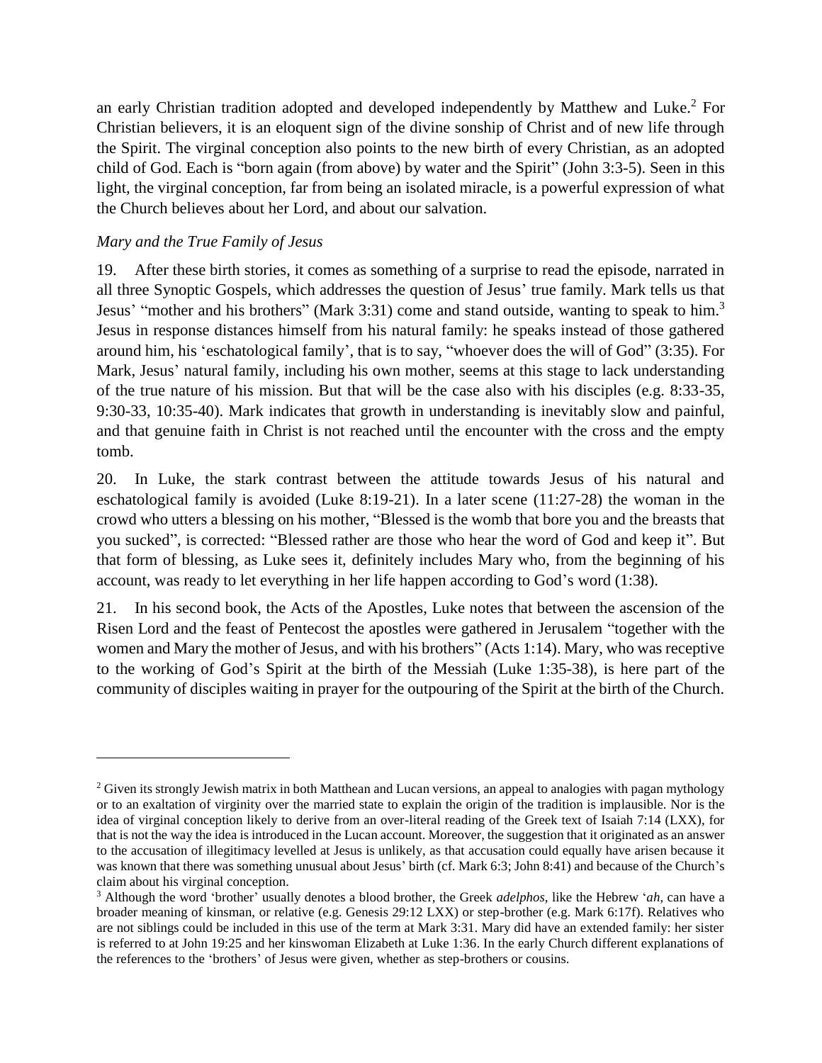an early Christian tradition adopted and developed independently by Matthew and Luke.[2] For Christian believers, it is an eloquent sign of the divine sonship of Christ and of new life through the Spirit. The virginal conception also points to the new birth of every Christian, as an adopted child of God. Each is "born again (from above) by water and the Spirit" (John 3:3-5). Seen in this light, the virginal conception, far from being an isolated miracle, is a powerful expression of what the Church believes about her Lord, and about our salvation.

*Mary and the True Family of Jesus*

19. After these birth stories, it comes as something of a surprise to read the episode, narrated in all three Synoptic Gospels, which addresses the question of Jesus' true family. Mark tells us that Jesus' "mother and his brothers" (Mark 3:31) come and stand outside, wanting to speak to him.[3] Jesus in response distances himself from his natural family: he speaks instead of those gathered around him, his 'eschatological family', that is to say, "whoever does the will of God" (3:35). For Mark, Jesus' natural family, including his own mother, seems at this stage to lack understanding of the true nature of his mission. But that will be the case also with his disciples (e.g. 8:33-35, 9:30-33, 10:35-40). Mark indicates that growth in understanding is inevitably slow and painful, and that genuine faith in Christ is not reached until the encounter with the cross and the empty tomb.

20. In Luke, the stark contrast between the attitude towards Jesus of his natural and eschatological family is avoided (Luke 8:19-21). In a later scene (11:27-28) the woman in the crowd who utters a blessing on his mother, "Blessed is the womb that bore you and the breasts that you sucked", is corrected: "Blessed rather are those who hear the word of God and keep it". But that form of blessing, as Luke sees it, definitely includes Mary who, from the beginning of his account, was ready to let everything in her life happen according to God's word (1:38).

21. In his second book, the Acts of the Apostles, Luke notes that between the ascension of the Risen Lord and the feast of Pentecost the apostles were gathered in Jerusalem "together with the women and Mary the mother of Jesus, and with his brothers" (Acts 1:14). Mary, who was receptive to the working of God's Spirit at the birth of the Messiah (Luke 1:35-38), is here part of the community of disciples waiting in prayer for the outpouring of the Spirit at the birth of the Church.

---

[2] Given its strongly Jewish matrix in both Matthean and Lucan versions, an appeal to analogies with pagan mythology or to an exaltation of virginity over the married state to explain the origin of the tradition is implausible. Nor is the idea of virginal conception likely to derive from an over-literal reading of the Greek text of Isaiah 7:14 (LXX), for that is not the way the idea is introduced in the Lucan account. Moreover, the suggestion that it originated as an answer to the accusation of illegitimacy levelled at Jesus is unlikely, as that accusation could equally have arisen because it was known that there was something unusual about Jesus' birth (cf. Mark 6:3; John 8:41) and because of the Church's claim about his virginal conception.

[3] Although the word 'brother' usually denotes a blood brother, the Greek *adelphos*, like the Hebrew '*ah*, can have a broader meaning of kinsman, or relative (e.g. Genesis 29:12 LXX) or step-brother (e.g. Mark 6:17f). Relatives who are not siblings could be included in this use of the term at Mark 3:31. Mary did have an extended family: her sister is referred to at John 19:25 and her kinswoman Elizabeth at Luke 1:36. In the early Church different explanations of the references to the 'brothers' of Jesus were given, whether as step-brothers or cousins.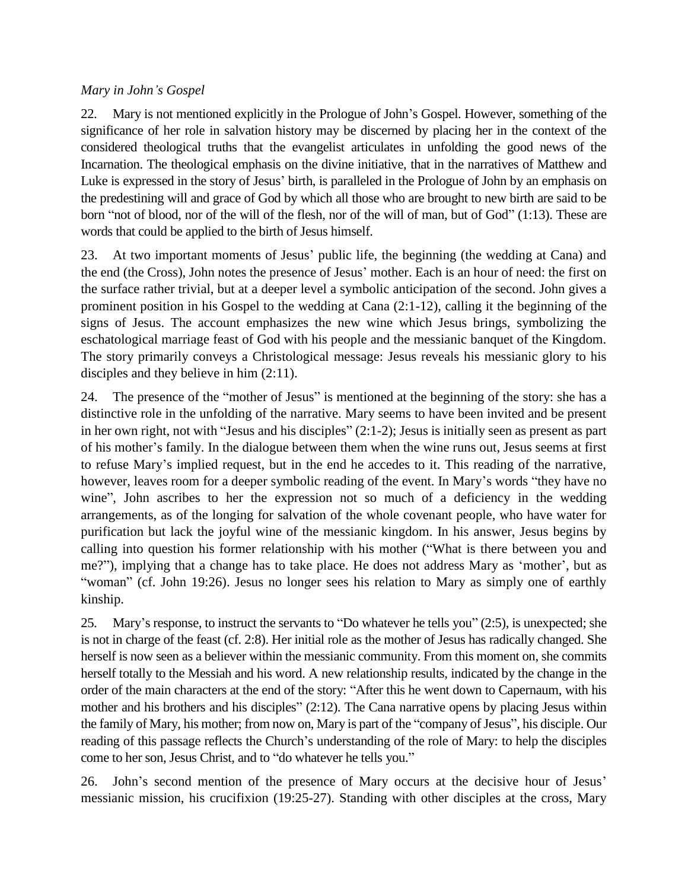*Mary in John's Gospel*

22. Mary is not mentioned explicitly in the Prologue of John's Gospel. However, something of the significance of her role in salvation history may be discerned by placing her in the context of the considered theological truths that the evangelist articulates in unfolding the good news of the Incarnation. The theological emphasis on the divine initiative, that in the narratives of Matthew and Luke is expressed in the story of Jesus' birth, is paralleled in the Prologue of John by an emphasis on the predestining will and grace of God by which all those who are brought to new birth are said to be born "not of blood, nor of the will of the flesh, nor of the will of man, but of God" (1:13). These are words that could be applied to the birth of Jesus himself.

23. At two important moments of Jesus' public life, the beginning (the wedding at Cana) and the end (the Cross), John notes the presence of Jesus' mother. Each is an hour of need: the first on the surface rather trivial, but at a deeper level a symbolic anticipation of the second. John gives a prominent position in his Gospel to the wedding at Cana (2:1-12), calling it the beginning of the signs of Jesus. The account emphasizes the new wine which Jesus brings, symbolizing the eschatological marriage feast of God with his people and the messianic banquet of the Kingdom. The story primarily conveys a Christological message: Jesus reveals his messianic glory to his disciples and they believe in him (2:11).

24. The presence of the "mother of Jesus" is mentioned at the beginning of the story: she has a distinctive role in the unfolding of the narrative. Mary seems to have been invited and be present in her own right, not with "Jesus and his disciples" (2:1-2); Jesus is initially seen as present as part of his mother's family. In the dialogue between them when the wine runs out, Jesus seems at first to refuse Mary's implied request, but in the end he accedes to it. This reading of the narrative, however, leaves room for a deeper symbolic reading of the event. In Mary's words "they have no wine", John ascribes to her the expression not so much of a deficiency in the wedding arrangements, as of the longing for salvation of the whole covenant people, who have water for purification but lack the joyful wine of the messianic kingdom. In his answer, Jesus begins by calling into question his former relationship with his mother ("What is there between you and me?"), implying that a change has to take place. He does not address Mary as 'mother', but as "woman" (cf. John 19:26). Jesus no longer sees his relation to Mary as simply one of earthly kinship.

25. Mary's response, to instruct the servants to "Do whatever he tells you" (2:5), is unexpected; she is not in charge of the feast (cf. 2:8). Her initial role as the mother of Jesus has radically changed. She herself is now seen as a believer within the messianic community. From this moment on, she commits herself totally to the Messiah and his word. A new relationship results, indicated by the change in the order of the main characters at the end of the story: "After this he went down to Capernaum, with his mother and his brothers and his disciples" (2:12). The Cana narrative opens by placing Jesus within the family of Mary, his mother; from now on, Mary is part of the "company of Jesus", his disciple. Our reading of this passage reflects the Church's understanding of the role of Mary: to help the disciples come to her son, Jesus Christ, and to "do whatever he tells you."

26. John's second mention of the presence of Mary occurs at the decisive hour of Jesus' messianic mission, his crucifixion (19:25-27). Standing with other disciples at the cross, Mary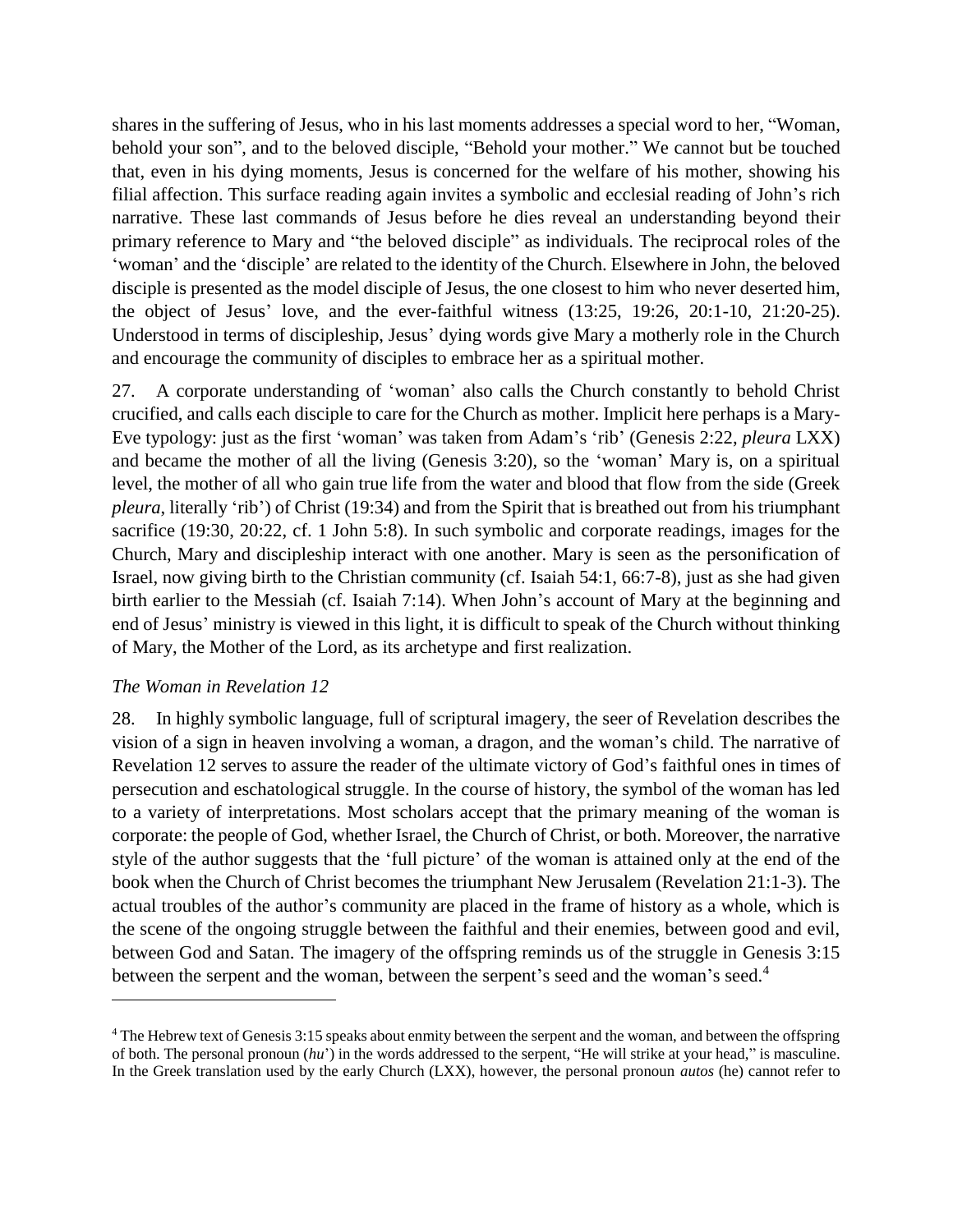shares in the suffering of Jesus, who in his last moments addresses a special word to her, "Woman, behold your son", and to the beloved disciple, "Behold your mother." We cannot but be touched that, even in his dying moments, Jesus is concerned for the welfare of his mother, showing his filial affection. This surface reading again invites a symbolic and ecclesial reading of John's rich narrative. These last commands of Jesus before he dies reveal an understanding beyond their primary reference to Mary and "the beloved disciple" as individuals. The reciprocal roles of the 'woman' and the 'disciple' are related to the identity of the Church. Elsewhere in John, the beloved disciple is presented as the model disciple of Jesus, the one closest to him who never deserted him, the object of Jesus' love, and the ever-faithful witness (13:25, 19:26, 20:1-10, 21:20-25). Understood in terms of discipleship, Jesus' dying words give Mary a motherly role in the Church and encourage the community of disciples to embrace her as a spiritual mother.

27. A corporate understanding of 'woman' also calls the Church constantly to behold Christ crucified, and calls each disciple to care for the Church as mother. Implicit here perhaps is a Mary-Eve typology: just as the first 'woman' was taken from Adam's 'rib' (Genesis 2:22, *pleura* LXX) and became the mother of all the living (Genesis 3:20), so the 'woman' Mary is, on a spiritual level, the mother of all who gain true life from the water and blood that flow from the side (Greek *pleura*, literally 'rib') of Christ (19:34) and from the Spirit that is breathed out from his triumphant sacrifice (19:30, 20:22, cf. 1 John 5:8). In such symbolic and corporate readings, images for the Church, Mary and discipleship interact with one another. Mary is seen as the personification of Israel, now giving birth to the Christian community (cf. Isaiah 54:1, 66:7-8), just as she had given birth earlier to the Messiah (cf. Isaiah 7:14). When John's account of Mary at the beginning and end of Jesus' ministry is viewed in this light, it is difficult to speak of the Church without thinking of Mary, the Mother of the Lord, as its archetype and first realization.

*The Woman in Revelation 12*

28. In highly symbolic language, full of scriptural imagery, the seer of Revelation describes the vision of a sign in heaven involving a woman, a dragon, and the woman's child. The narrative of Revelation 12 serves to assure the reader of the ultimate victory of God's faithful ones in times of persecution and eschatological struggle. In the course of history, the symbol of the woman has led to a variety of interpretations. Most scholars accept that the primary meaning of the woman is corporate: the people of God, whether Israel, the Church of Christ, or both. Moreover, the narrative style of the author suggests that the 'full picture' of the woman is attained only at the end of the book when the Church of Christ becomes the triumphant New Jerusalem (Revelation 21:1-3). The actual troubles of the author's community are placed in the frame of history as a whole, which is the scene of the ongoing struggle between the faithful and their enemies, between good and evil, between God and Satan. The imagery of the offspring reminds us of the struggle in Genesis 3:15 between the serpent and the woman, between the serpent's seed and the woman's seed.[4]

---

[4] The Hebrew text of Genesis 3:15 speaks about enmity between the serpent and the woman, and between the offspring of both. The personal pronoun (*hu'*) in the words addressed to the serpent, "He will strike at your head," is masculine. In the Greek translation used by the early Church (LXX), however, the personal pronoun *autos* (he) cannot refer to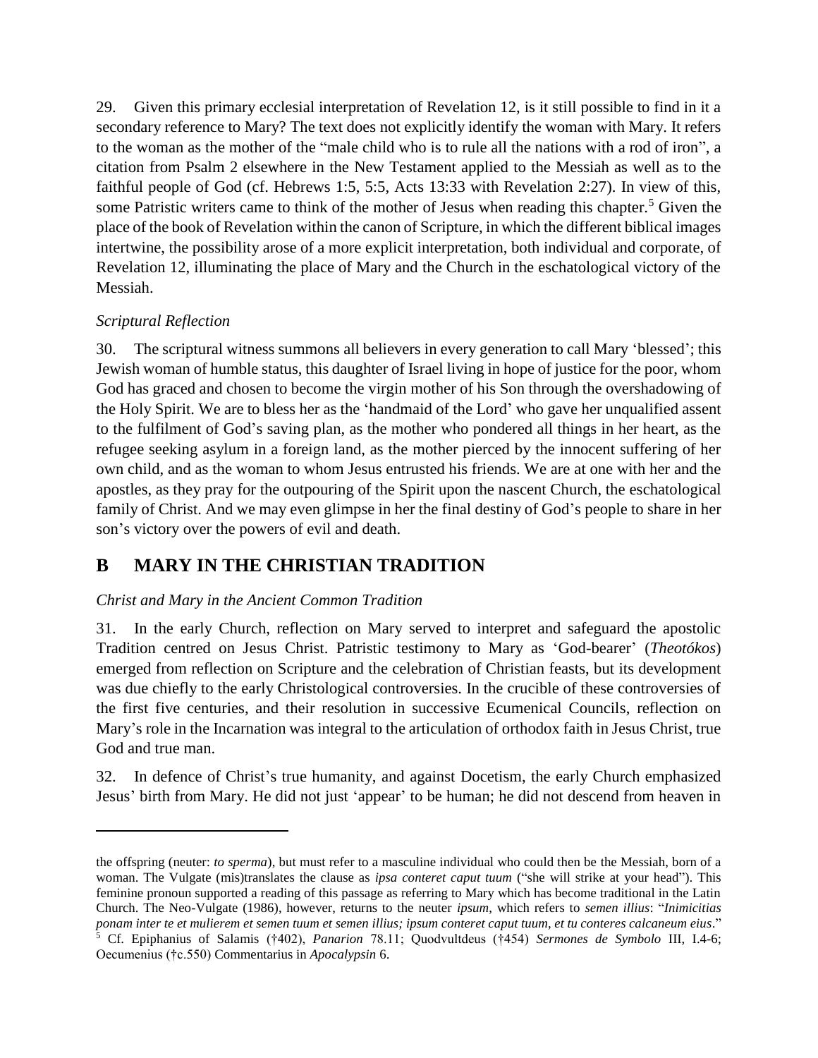29. Given this primary ecclesial interpretation of Revelation 12, is it still possible to find in it a secondary reference to Mary? The text does not explicitly identify the woman with Mary. It refers to the woman as the mother of the "male child who is to rule all the nations with a rod of iron", a citation from Psalm 2 elsewhere in the New Testament applied to the Messiah as well as to the faithful people of God (cf. Hebrews 1:5, 5:5, Acts 13:33 with Revelation 2:27). In view of this, some Patristic writers came to think of the mother of Jesus when reading this chapter.[5] Given the place of the book of Revelation within the canon of Scripture, in which the different biblical images intertwine, the possibility arose of a more explicit interpretation, both individual and corporate, of Revelation 12, illuminating the place of Mary and the Church in the eschatological victory of the Messiah.

*Scriptural Reflection*

30. The scriptural witness summons all believers in every generation to call Mary 'blessed'; this Jewish woman of humble status, this daughter of Israel living in hope of justice for the poor, whom God has graced and chosen to become the virgin mother of his Son through the overshadowing of the Holy Spirit. We are to bless her as the 'handmaid of the Lord' who gave her unqualified assent to the fulfilment of God's saving plan, as the mother who pondered all things in her heart, as the refugee seeking asylum in a foreign land, as the mother pierced by the innocent suffering of her own child, and as the woman to whom Jesus entrusted his friends. We are at one with her and the apostles, as they pray for the outpouring of the Spirit upon the nascent Church, the eschatological family of Christ. And we may even glimpse in her the final destiny of God's people to share in her son's victory over the powers of evil and death.

## B MARY IN THE CHRISTIAN TRADITION

*Christ and Mary in the Ancient Common Tradition*

31. In the early Church, reflection on Mary served to interpret and safeguard the apostolic Tradition centred on Jesus Christ. Patristic testimony to Mary as 'God-bearer' (*Theotókos*) emerged from reflection on Scripture and the celebration of Christian feasts, but its development was due chiefly to the early Christological controversies. In the crucible of these controversies of the first five centuries, and their resolution in successive Ecumenical Councils, reflection on Mary's role in the Incarnation was integral to the articulation of orthodox faith in Jesus Christ, true God and true man.

32. In defence of Christ's true humanity, and against Docetism, the early Church emphasized Jesus' birth from Mary. He did not just 'appear' to be human; he did not descend from heaven in

---

the offspring (neuter: *to sperma*), but must refer to a masculine individual who could then be the Messiah, born of a woman. The Vulgate (mis)translates the clause as *ipsa conteret caput tuum* ("she will strike at your head"). This feminine pronoun supported a reading of this passage as referring to Mary which has become traditional in the Latin Church. The Neo-Vulgate (1986), however, returns to the neuter *ipsum*, which refers to *semen illius*: "*Inimicitias ponam inter te et mulierem et semen tuum et semen illius; ipsum conteret caput tuum, et tu conteres calcaneum eius*."

[5] Cf. Epiphanius of Salamis (†402), *Panarion* 78.11; Quodvultdeus (†454) *Sermones de Symbolo* III, I.4-6; Oecumenius (†c.550) Commentarius in *Apocalypsin* 6.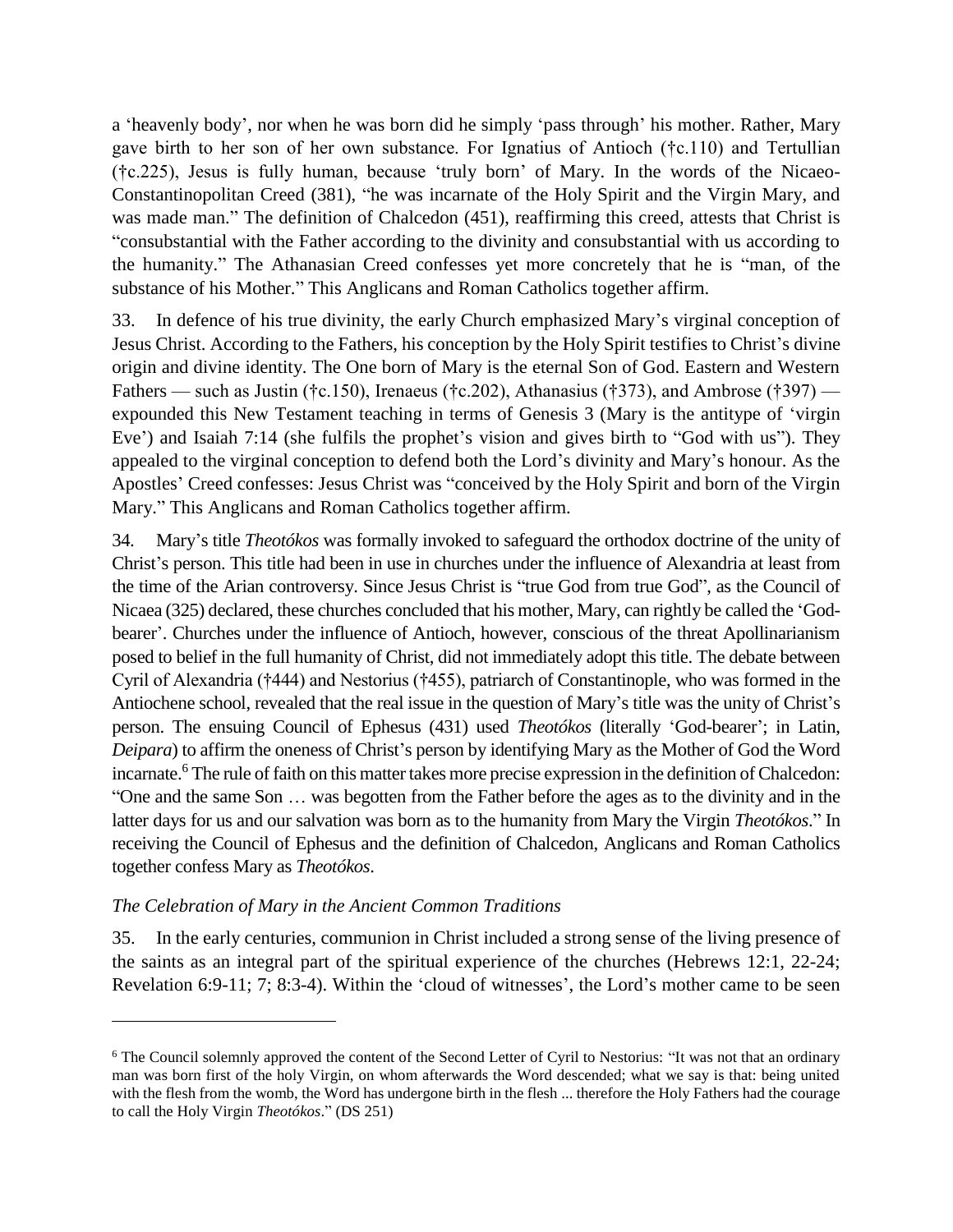a 'heavenly body', nor when he was born did he simply 'pass through' his mother. Rather, Mary gave birth to her son of her own substance. For Ignatius of Antioch (†c.110) and Tertullian (†c.225), Jesus is fully human, because 'truly born' of Mary. In the words of the Nicaeo-Constantinopolitan Creed (381), "he was incarnate of the Holy Spirit and the Virgin Mary, and was made man." The definition of Chalcedon (451), reaffirming this creed, attests that Christ is "consubstantial with the Father according to the divinity and consubstantial with us according to the humanity." The Athanasian Creed confesses yet more concretely that he is "man, of the substance of his Mother." This Anglicans and Roman Catholics together affirm.

33. In defence of his true divinity, the early Church emphasized Mary's virginal conception of Jesus Christ. According to the Fathers, his conception by the Holy Spirit testifies to Christ's divine origin and divine identity. The One born of Mary is the eternal Son of God. Eastern and Western Fathers — such as Justin (†c.150), Irenaeus (†c.202), Athanasius (†373), and Ambrose (†397) — expounded this New Testament teaching in terms of Genesis 3 (Mary is the antitype of 'virgin Eve') and Isaiah 7:14 (she fulfils the prophet's vision and gives birth to "God with us"). They appealed to the virginal conception to defend both the Lord's divinity and Mary's honour. As the Apostles' Creed confesses: Jesus Christ was "conceived by the Holy Spirit and born of the Virgin Mary." This Anglicans and Roman Catholics together affirm.

34. Mary's title *Theotókos* was formally invoked to safeguard the orthodox doctrine of the unity of Christ's person. This title had been in use in churches under the influence of Alexandria at least from the time of the Arian controversy. Since Jesus Christ is "true God from true God", as the Council of Nicaea (325) declared, these churches concluded that his mother, Mary, can rightly be called the 'God-bearer'. Churches under the influence of Antioch, however, conscious of the threat Apollinarianism posed to belief in the full humanity of Christ, did not immediately adopt this title. The debate between Cyril of Alexandria (†444) and Nestorius (†455), patriarch of Constantinople, who was formed in the Antiochene school, revealed that the real issue in the question of Mary's title was the unity of Christ's person. The ensuing Council of Ephesus (431) used *Theotókos* (literally 'God-bearer'; in Latin, *Deipara*) to affirm the oneness of Christ's person by identifying Mary as the Mother of God the Word incarnate.[6] The rule of faith on this matter takes more precise expression in the definition of Chalcedon: "One and the same Son … was begotten from the Father before the ages as to the divinity and in the latter days for us and our salvation was born as to the humanity from Mary the Virgin *Theotókos*." In receiving the Council of Ephesus and the definition of Chalcedon, Anglicans and Roman Catholics together confess Mary as *Theotókos*.

### *The Celebration of Mary in the Ancient Common Traditions*

35. In the early centuries, communion in Christ included a strong sense of the living presence of the saints as an integral part of the spiritual experience of the churches (Hebrews 12:1, 22-24; Revelation 6:9-11; 7; 8:3-4). Within the 'cloud of witnesses', the Lord's mother came to be seen

---

[6] The Council solemnly approved the content of the Second Letter of Cyril to Nestorius: "It was not that an ordinary man was born first of the holy Virgin, on whom afterwards the Word descended; what we say is that: being united with the flesh from the womb, the Word has undergone birth in the flesh ... therefore the Holy Fathers had the courage to call the Holy Virgin *Theotókos*." (DS 251)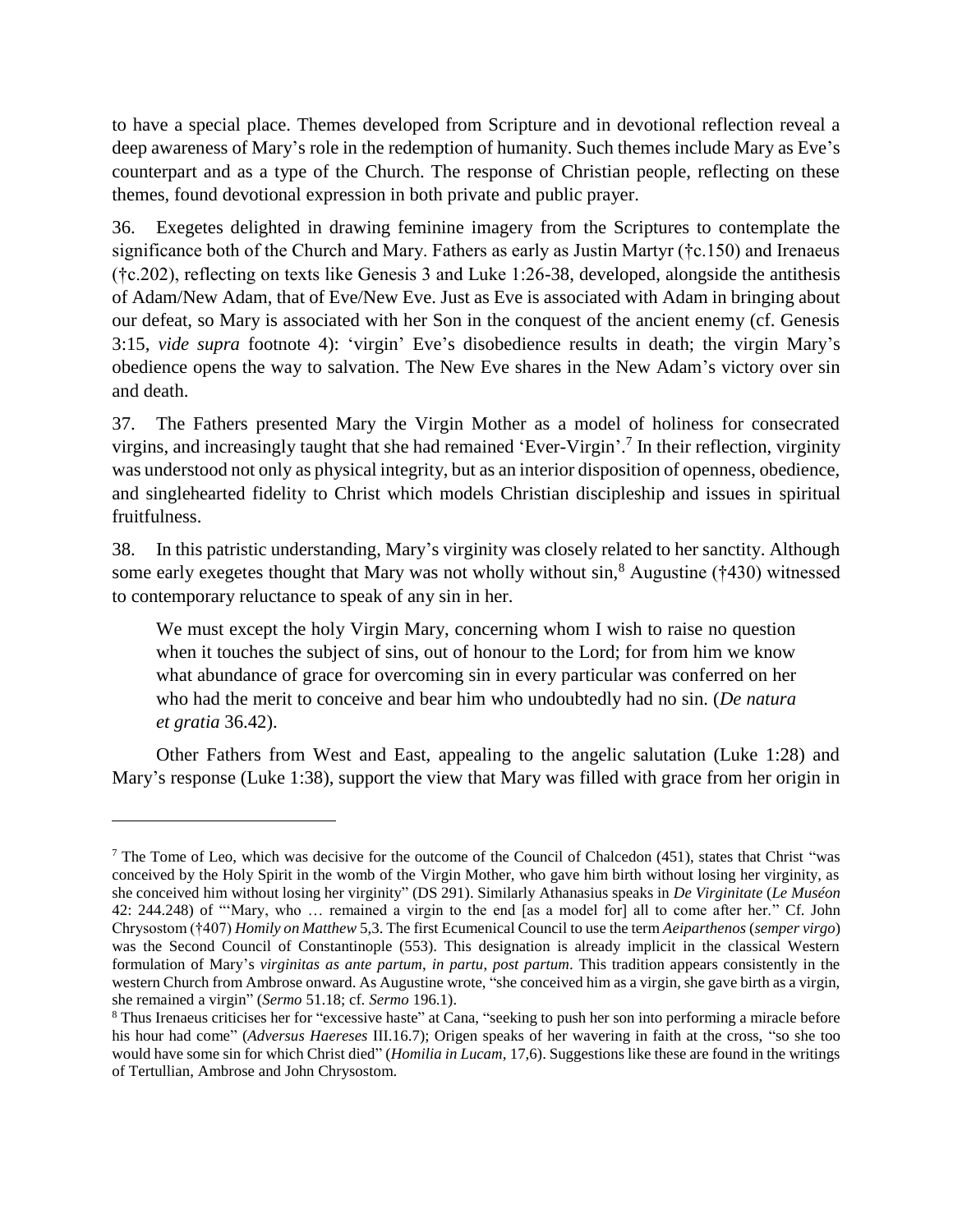to have a special place. Themes developed from Scripture and in devotional reflection reveal a deep awareness of Mary's role in the redemption of humanity. Such themes include Mary as Eve's counterpart and as a type of the Church. The response of Christian people, reflecting on these themes, found devotional expression in both private and public prayer.

36. Exegetes delighted in drawing feminine imagery from the Scriptures to contemplate the significance both of the Church and Mary. Fathers as early as Justin Martyr (†c.150) and Irenaeus (†c.202), reflecting on texts like Genesis 3 and Luke 1:26-38, developed, alongside the antithesis of Adam/New Adam, that of Eve/New Eve. Just as Eve is associated with Adam in bringing about our defeat, so Mary is associated with her Son in the conquest of the ancient enemy (cf. Genesis 3:15, *vide supra* footnote 4): 'virgin' Eve's disobedience results in death; the virgin Mary's obedience opens the way to salvation. The New Eve shares in the New Adam's victory over sin and death.

37. The Fathers presented Mary the Virgin Mother as a model of holiness for consecrated virgins, and increasingly taught that she had remained 'Ever-Virgin'.[7] In their reflection, virginity was understood not only as physical integrity, but as an interior disposition of openness, obedience, and singlehearted fidelity to Christ which models Christian discipleship and issues in spiritual fruitfulness.

38. In this patristic understanding, Mary's virginity was closely related to her sanctity. Although some early exegetes thought that Mary was not wholly without sin,[8] Augustine (†430) witnessed to contemporary reluctance to speak of any sin in her.

> We must except the holy Virgin Mary, concerning whom I wish to raise no question when it touches the subject of sins, out of honour to the Lord; for from him we know what abundance of grace for overcoming sin in every particular was conferred on her who had the merit to conceive and bear him who undoubtedly had no sin. (*De natura et gratia* 36.42).

Other Fathers from West and East, appealing to the angelic salutation (Luke 1:28) and Mary's response (Luke 1:38), support the view that Mary was filled with grace from her origin in

---

[7] The Tome of Leo, which was decisive for the outcome of the Council of Chalcedon (451), states that Christ "was conceived by the Holy Spirit in the womb of the Virgin Mother, who gave him birth without losing her virginity, as she conceived him without losing her virginity" (DS 291). Similarly Athanasius speaks in *De Virginitate* (*Le Muséon* 42: 244.248) of "'Mary, who … remained a virgin to the end [as a model for] all to come after her." Cf. John Chrysostom (†407) *Homily on Matthew* 5,3. The first Ecumenical Council to use the term *Aeiparthenos* (*semper virgo*) was the Second Council of Constantinople (553). This designation is already implicit in the classical Western formulation of Mary's *virginitas as ante partum, in partu, post partum*. This tradition appears consistently in the western Church from Ambrose onward. As Augustine wrote, "she conceived him as a virgin, she gave birth as a virgin, she remained a virgin" (*Sermo* 51.18; cf. *Sermo* 196.1).

[8] Thus Irenaeus criticises her for "excessive haste" at Cana, "seeking to push her son into performing a miracle before his hour had come" (*Adversus Haereses* III.16.7); Origen speaks of her wavering in faith at the cross, "so she too would have some sin for which Christ died" (*Homilia in Lucam*, 17,6). Suggestions like these are found in the writings of Tertullian, Ambrose and John Chrysostom.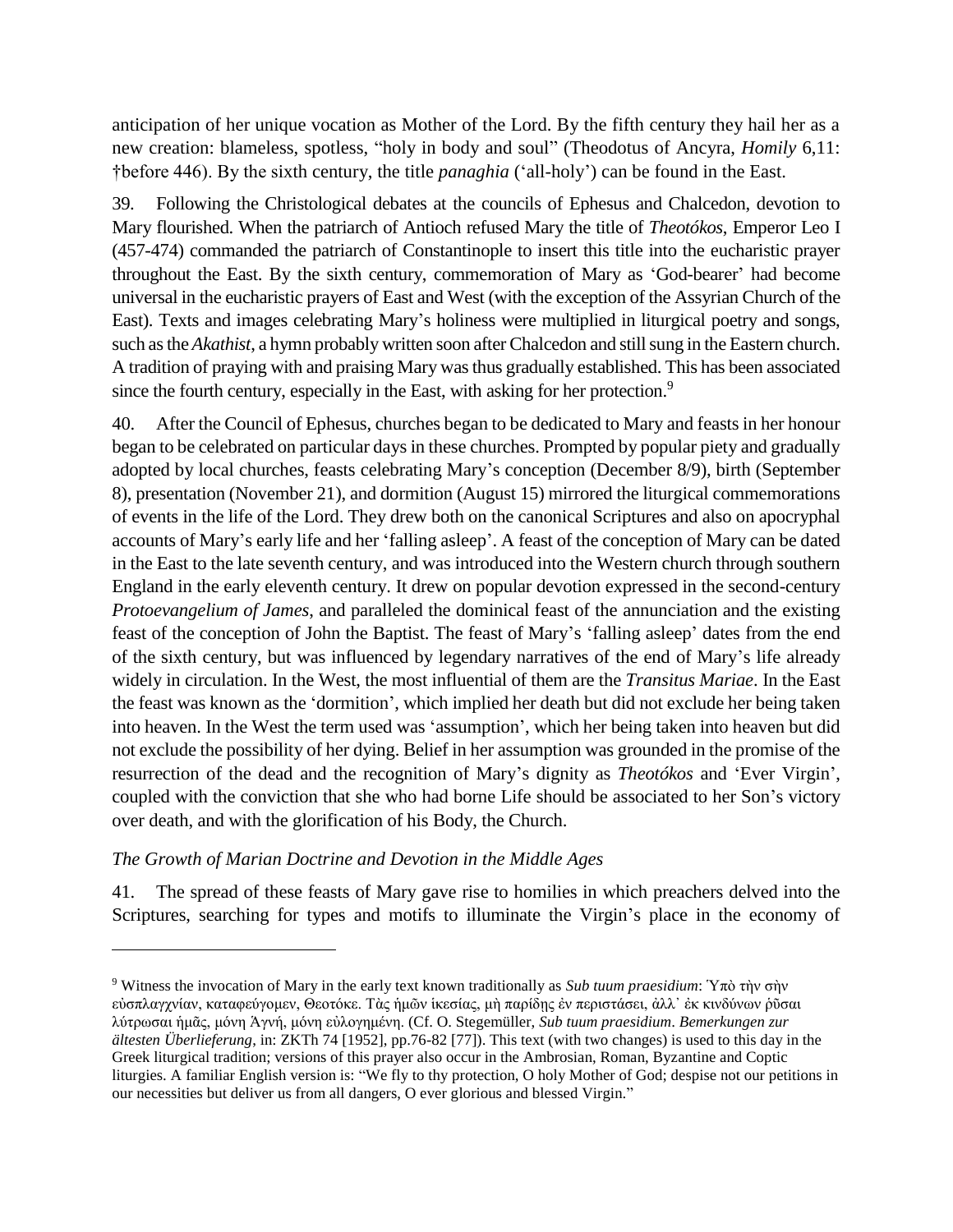anticipation of her unique vocation as Mother of the Lord. By the fifth century they hail her as a new creation: blameless, spotless, "holy in body and soul" (Theodotus of Ancyra, *Homily* 6,11: †before 446). By the sixth century, the title *panaghia* ('all-holy') can be found in the East.

39. Following the Christological debates at the councils of Ephesus and Chalcedon, devotion to Mary flourished. When the patriarch of Antioch refused Mary the title of *Theotókos*, Emperor Leo I (457-474) commanded the patriarch of Constantinople to insert this title into the eucharistic prayer throughout the East. By the sixth century, commemoration of Mary as 'God-bearer' had become universal in the eucharistic prayers of East and West (with the exception of the Assyrian Church of the East). Texts and images celebrating Mary's holiness were multiplied in liturgical poetry and songs, such as the *Akathist*, a hymn probably written soon after Chalcedon and still sung in the Eastern church. A tradition of praying with and praising Mary was thus gradually established. This has been associated since the fourth century, especially in the East, with asking for her protection.[9]

40. After the Council of Ephesus, churches began to be dedicated to Mary and feasts in her honour began to be celebrated on particular days in these churches. Prompted by popular piety and gradually adopted by local churches, feasts celebrating Mary's conception (December 8/9), birth (September 8), presentation (November 21), and dormition (August 15) mirrored the liturgical commemorations of events in the life of the Lord. They drew both on the canonical Scriptures and also on apocryphal accounts of Mary's early life and her 'falling asleep'. A feast of the conception of Mary can be dated in the East to the late seventh century, and was introduced into the Western church through southern England in the early eleventh century. It drew on popular devotion expressed in the second-century *Protoevangelium of James*, and paralleled the dominical feast of the annunciation and the existing feast of the conception of John the Baptist. The feast of Mary's 'falling asleep' dates from the end of the sixth century, but was influenced by legendary narratives of the end of Mary's life already widely in circulation. In the West, the most influential of them are the *Transitus Mariae*. In the East the feast was known as the 'dormition', which implied her death but did not exclude her being taken into heaven. In the West the term used was 'assumption', which her being taken into heaven but did not exclude the possibility of her dying. Belief in her assumption was grounded in the promise of the resurrection of the dead and the recognition of Mary's dignity as *Theotókos* and 'Ever Virgin', coupled with the conviction that she who had borne Life should be associated to her Son's victory over death, and with the glorification of his Body, the Church.

### *The Growth of Marian Doctrine and Devotion in the Middle Ages*

41. The spread of these feasts of Mary gave rise to homilies in which preachers delved into the Scriptures, searching for types and motifs to illuminate the Virgin's place in the economy of

---

[9] Witness the invocation of Mary in the early text known traditionally as *Sub tuum praesidium*: Ὑπὸ τὴν σὴν εὐσπλαγχνίαν, καταφεύγομεν, Θεοτόκε. Τὰς ἡμῶν ἱκεσίας, μὴ παρίδῃς ἐν περιστάσει, ἀλλ᾽ ἐκ κινδύνων ῥῦσαι λύτρωσαι ἡμᾶς, μόνη Ἁγνή, μόνη εὐλογημένη. (Cf. O. Stegemüller, *Sub tuum praesidium. Bemerkungen zur ältesten Überlieferung*, in: ZKTh 74 [1952], pp.76-82 [77]). This text (with two changes) is used to this day in the Greek liturgical tradition; versions of this prayer also occur in the Ambrosian, Roman, Byzantine and Coptic liturgies. A familiar English version is: "We fly to thy protection, O holy Mother of God; despise not our petitions in our necessities but deliver us from all dangers, O ever glorious and blessed Virgin."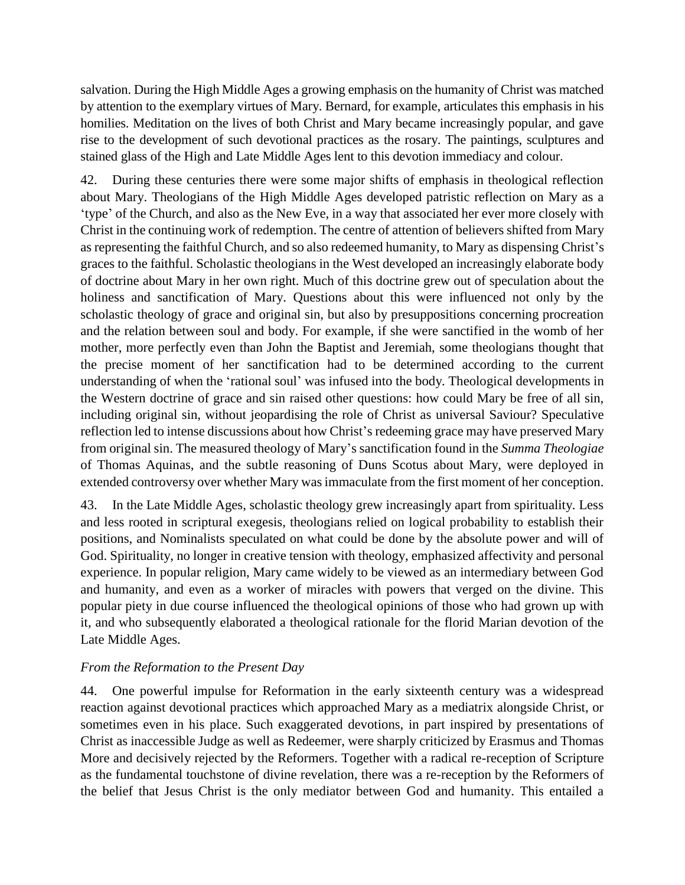salvation. During the High Middle Ages a growing emphasis on the humanity of Christ was matched by attention to the exemplary virtues of Mary. Bernard, for example, articulates this emphasis in his homilies. Meditation on the lives of both Christ and Mary became increasingly popular, and gave rise to the development of such devotional practices as the rosary. The paintings, sculptures and stained glass of the High and Late Middle Ages lent to this devotion immediacy and colour.

42. During these centuries there were some major shifts of emphasis in theological reflection about Mary. Theologians of the High Middle Ages developed patristic reflection on Mary as a 'type' of the Church, and also as the New Eve, in a way that associated her ever more closely with Christ in the continuing work of redemption. The centre of attention of believers shifted from Mary as representing the faithful Church, and so also redeemed humanity, to Mary as dispensing Christ's graces to the faithful. Scholastic theologians in the West developed an increasingly elaborate body of doctrine about Mary in her own right. Much of this doctrine grew out of speculation about the holiness and sanctification of Mary. Questions about this were influenced not only by the scholastic theology of grace and original sin, but also by presuppositions concerning procreation and the relation between soul and body. For example, if she were sanctified in the womb of her mother, more perfectly even than John the Baptist and Jeremiah, some theologians thought that the precise moment of her sanctification had to be determined according to the current understanding of when the 'rational soul' was infused into the body. Theological developments in the Western doctrine of grace and sin raised other questions: how could Mary be free of all sin, including original sin, without jeopardising the role of Christ as universal Saviour? Speculative reflection led to intense discussions about how Christ's redeeming grace may have preserved Mary from original sin. The measured theology of Mary's sanctification found in the *Summa Theologiae* of Thomas Aquinas, and the subtle reasoning of Duns Scotus about Mary, were deployed in extended controversy over whether Mary was immaculate from the first moment of her conception.

43. In the Late Middle Ages, scholastic theology grew increasingly apart from spirituality. Less and less rooted in scriptural exegesis, theologians relied on logical probability to establish their positions, and Nominalists speculated on what could be done by the absolute power and will of God. Spirituality, no longer in creative tension with theology, emphasized affectivity and personal experience. In popular religion, Mary came widely to be viewed as an intermediary between God and humanity, and even as a worker of miracles with powers that verged on the divine. This popular piety in due course influenced the theological opinions of those who had grown up with it, and who subsequently elaborated a theological rationale for the florid Marian devotion of the Late Middle Ages.

### *From the Reformation to the Present Day*

44. One powerful impulse for Reformation in the early sixteenth century was a widespread reaction against devotional practices which approached Mary as a mediatrix alongside Christ, or sometimes even in his place. Such exaggerated devotions, in part inspired by presentations of Christ as inaccessible Judge as well as Redeemer, were sharply criticized by Erasmus and Thomas More and decisively rejected by the Reformers. Together with a radical re-reception of Scripture as the fundamental touchstone of divine revelation, there was a re-reception by the Reformers of the belief that Jesus Christ is the only mediator between God and humanity. This entailed a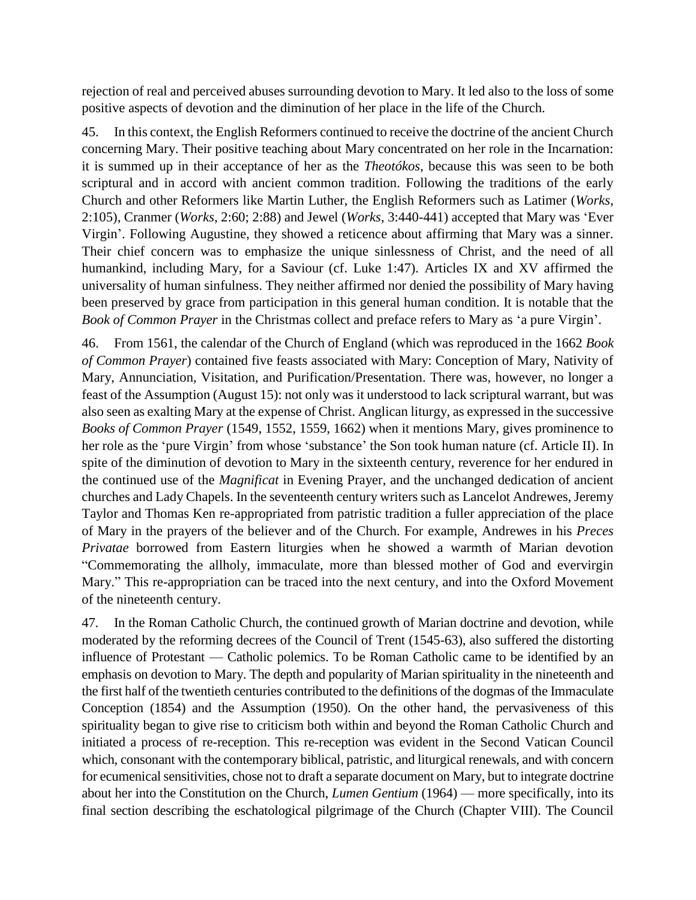rejection of real and perceived abuses surrounding devotion to Mary. It led also to the loss of some positive aspects of devotion and the diminution of her place in the life of the Church.

45. In this context, the English Reformers continued to receive the doctrine of the ancient Church concerning Mary. Their positive teaching about Mary concentrated on her role in the Incarnation: it is summed up in their acceptance of her as the *Theotókos*, because this was seen to be both scriptural and in accord with ancient common tradition. Following the traditions of the early Church and other Reformers like Martin Luther, the English Reformers such as Latimer (*Works*, 2:105), Cranmer (*Works*, 2:60; 2:88) and Jewel (*Works*, 3:440-441) accepted that Mary was 'Ever Virgin'. Following Augustine, they showed a reticence about affirming that Mary was a sinner. Their chief concern was to emphasize the unique sinlessness of Christ, and the need of all humankind, including Mary, for a Saviour (cf. Luke 1:47). Articles IX and XV affirmed the universality of human sinfulness. They neither affirmed nor denied the possibility of Mary having been preserved by grace from participation in this general human condition. It is notable that the *Book of Common Prayer* in the Christmas collect and preface refers to Mary as 'a pure Virgin'.

46. From 1561, the calendar of the Church of England (which was reproduced in the 1662 *Book of Common Prayer*) contained five feasts associated with Mary: Conception of Mary, Nativity of Mary, Annunciation, Visitation, and Purification/Presentation. There was, however, no longer a feast of the Assumption (August 15): not only was it understood to lack scriptural warrant, but was also seen as exalting Mary at the expense of Christ. Anglican liturgy, as expressed in the successive *Books of Common Prayer* (1549, 1552, 1559, 1662) when it mentions Mary, gives prominence to her role as the 'pure Virgin' from whose 'substance' the Son took human nature (cf. Article II). In spite of the diminution of devotion to Mary in the sixteenth century, reverence for her endured in the continued use of the *Magnificat* in Evening Prayer, and the unchanged dedication of ancient churches and Lady Chapels. In the seventeenth century writers such as Lancelot Andrewes, Jeremy Taylor and Thomas Ken re-appropriated from patristic tradition a fuller appreciation of the place of Mary in the prayers of the believer and of the Church. For example, Andrewes in his *Preces Privatae* borrowed from Eastern liturgies when he showed a warmth of Marian devotion "Commemorating the allholy, immaculate, more than blessed mother of God and evervirgin Mary." This re-appropriation can be traced into the next century, and into the Oxford Movement of the nineteenth century.

47. In the Roman Catholic Church, the continued growth of Marian doctrine and devotion, while moderated by the reforming decrees of the Council of Trent (1545-63), also suffered the distorting influence of Protestant — Catholic polemics. To be Roman Catholic came to be identified by an emphasis on devotion to Mary. The depth and popularity of Marian spirituality in the nineteenth and the first half of the twentieth centuries contributed to the definitions of the dogmas of the Immaculate Conception (1854) and the Assumption (1950). On the other hand, the pervasiveness of this spirituality began to give rise to criticism both within and beyond the Roman Catholic Church and initiated a process of re-reception. This re-reception was evident in the Second Vatican Council which, consonant with the contemporary biblical, patristic, and liturgical renewals, and with concern for ecumenical sensitivities, chose not to draft a separate document on Mary, but to integrate doctrine about her into the Constitution on the Church, *Lumen Gentium* (1964) — more specifically, into its final section describing the eschatological pilgrimage of the Church (Chapter VIII). The Council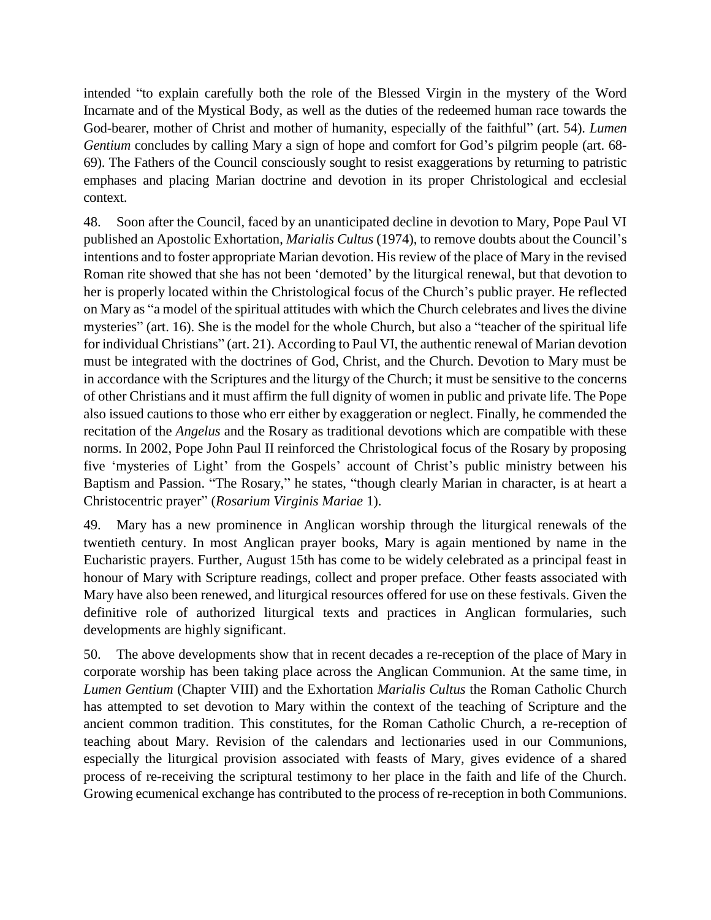intended "to explain carefully both the role of the Blessed Virgin in the mystery of the Word Incarnate and of the Mystical Body, as well as the duties of the redeemed human race towards the God-bearer, mother of Christ and mother of humanity, especially of the faithful" (art. 54). *Lumen Gentium* concludes by calling Mary a sign of hope and comfort for God's pilgrim people (art. 68-69). The Fathers of the Council consciously sought to resist exaggerations by returning to patristic emphases and placing Marian doctrine and devotion in its proper Christological and ecclesial context.

48. Soon after the Council, faced by an unanticipated decline in devotion to Mary, Pope Paul VI published an Apostolic Exhortation, *Marialis Cultus* (1974), to remove doubts about the Council's intentions and to foster appropriate Marian devotion. His review of the place of Mary in the revised Roman rite showed that she has not been 'demoted' by the liturgical renewal, but that devotion to her is properly located within the Christological focus of the Church's public prayer. He reflected on Mary as "a model of the spiritual attitudes with which the Church celebrates and lives the divine mysteries" (art. 16). She is the model for the whole Church, but also a "teacher of the spiritual life for individual Christians" (art. 21). According to Paul VI, the authentic renewal of Marian devotion must be integrated with the doctrines of God, Christ, and the Church. Devotion to Mary must be in accordance with the Scriptures and the liturgy of the Church; it must be sensitive to the concerns of other Christians and it must affirm the full dignity of women in public and private life. The Pope also issued cautions to those who err either by exaggeration or neglect. Finally, he commended the recitation of the *Angelus* and the Rosary as traditional devotions which are compatible with these norms. In 2002, Pope John Paul II reinforced the Christological focus of the Rosary by proposing five 'mysteries of Light' from the Gospels' account of Christ's public ministry between his Baptism and Passion. "The Rosary," he states, "though clearly Marian in character, is at heart a Christocentric prayer" (*Rosarium Virginis Mariae* 1).

49. Mary has a new prominence in Anglican worship through the liturgical renewals of the twentieth century. In most Anglican prayer books, Mary is again mentioned by name in the Eucharistic prayers. Further, August 15th has come to be widely celebrated as a principal feast in honour of Mary with Scripture readings, collect and proper preface. Other feasts associated with Mary have also been renewed, and liturgical resources offered for use on these festivals. Given the definitive role of authorized liturgical texts and practices in Anglican formularies, such developments are highly significant.

50. The above developments show that in recent decades a re-reception of the place of Mary in corporate worship has been taking place across the Anglican Communion. At the same time, in *Lumen Gentium* (Chapter VIII) and the Exhortation *Marialis Cultus* the Roman Catholic Church has attempted to set devotion to Mary within the context of the teaching of Scripture and the ancient common tradition. This constitutes, for the Roman Catholic Church, a re-reception of teaching about Mary. Revision of the calendars and lectionaries used in our Communions, especially the liturgical provision associated with feasts of Mary, gives evidence of a shared process of re-receiving the scriptural testimony to her place in the faith and life of the Church. Growing ecumenical exchange has contributed to the process of re-reception in both Communions.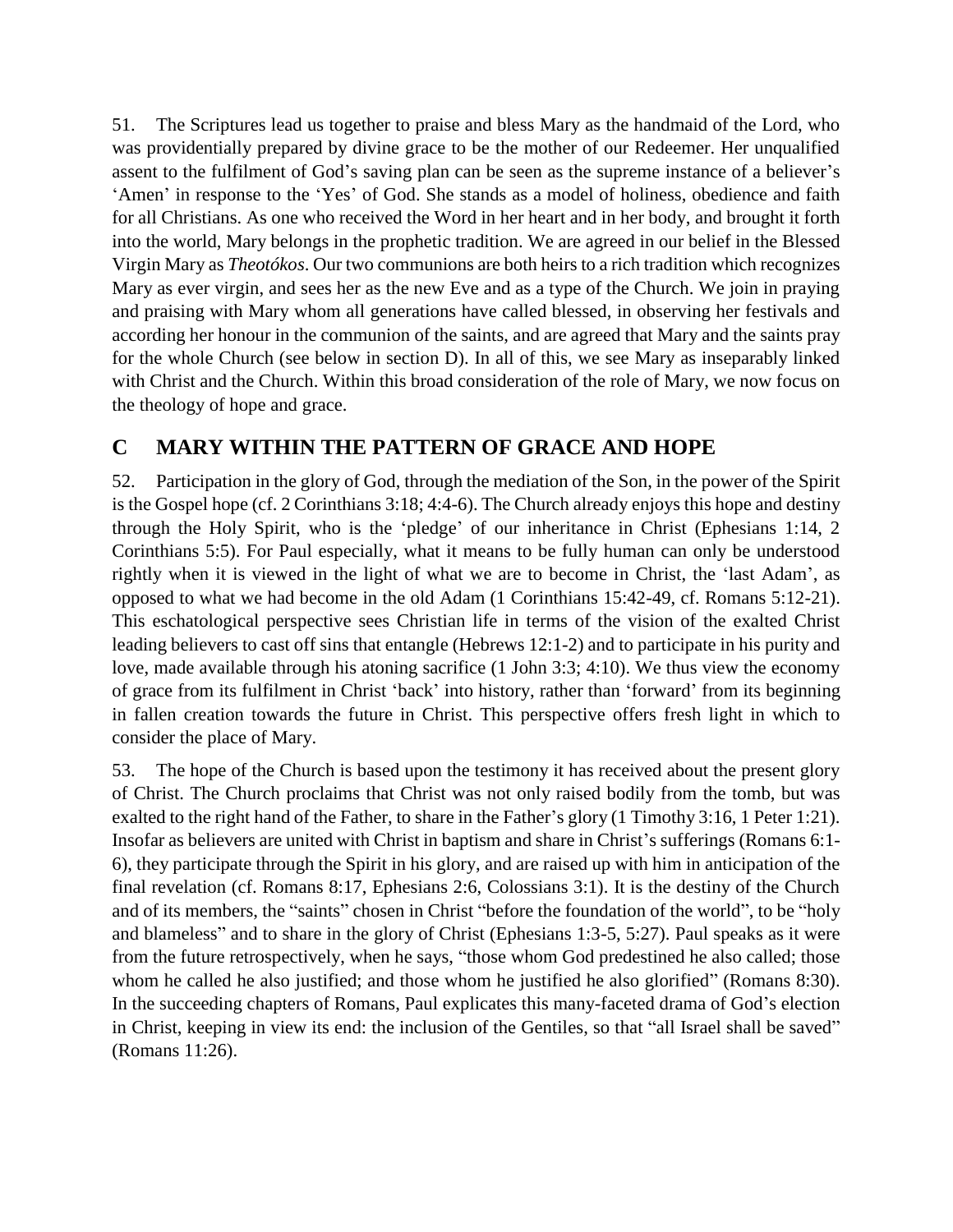51. The Scriptures lead us together to praise and bless Mary as the handmaid of the Lord, who was providentially prepared by divine grace to be the mother of our Redeemer. Her unqualified assent to the fulfilment of God's saving plan can be seen as the supreme instance of a believer's 'Amen' in response to the 'Yes' of God. She stands as a model of holiness, obedience and faith for all Christians. As one who received the Word in her heart and in her body, and brought it forth into the world, Mary belongs in the prophetic tradition. We are agreed in our belief in the Blessed Virgin Mary as *Theotókos*. Our two communions are both heirs to a rich tradition which recognizes Mary as ever virgin, and sees her as the new Eve and as a type of the Church. We join in praying and praising with Mary whom all generations have called blessed, in observing her festivals and according her honour in the communion of the saints, and are agreed that Mary and the saints pray for the whole Church (see below in section D). In all of this, we see Mary as inseparably linked with Christ and the Church. Within this broad consideration of the role of Mary, we now focus on the theology of hope and grace.

## C MARY WITHIN THE PATTERN OF GRACE AND HOPE

52. Participation in the glory of God, through the mediation of the Son, in the power of the Spirit is the Gospel hope (cf. 2 Corinthians 3:18; 4:4-6). The Church already enjoys this hope and destiny through the Holy Spirit, who is the 'pledge' of our inheritance in Christ (Ephesians 1:14, 2 Corinthians 5:5). For Paul especially, what it means to be fully human can only be understood rightly when it is viewed in the light of what we are to become in Christ, the 'last Adam', as opposed to what we had become in the old Adam (1 Corinthians 15:42-49, cf. Romans 5:12-21). This eschatological perspective sees Christian life in terms of the vision of the exalted Christ leading believers to cast off sins that entangle (Hebrews 12:1-2) and to participate in his purity and love, made available through his atoning sacrifice (1 John 3:3; 4:10). We thus view the economy of grace from its fulfilment in Christ 'back' into history, rather than 'forward' from its beginning in fallen creation towards the future in Christ. This perspective offers fresh light in which to consider the place of Mary.

53. The hope of the Church is based upon the testimony it has received about the present glory of Christ. The Church proclaims that Christ was not only raised bodily from the tomb, but was exalted to the right hand of the Father, to share in the Father's glory (1 Timothy 3:16, 1 Peter 1:21). Insofar as believers are united with Christ in baptism and share in Christ's sufferings (Romans 6:1-6), they participate through the Spirit in his glory, and are raised up with him in anticipation of the final revelation (cf. Romans 8:17, Ephesians 2:6, Colossians 3:1). It is the destiny of the Church and of its members, the "saints" chosen in Christ "before the foundation of the world", to be "holy and blameless" and to share in the glory of Christ (Ephesians 1:3-5, 5:27). Paul speaks as it were from the future retrospectively, when he says, "those whom God predestined he also called; those whom he called he also justified; and those whom he justified he also glorified" (Romans 8:30). In the succeeding chapters of Romans, Paul explicates this many-faceted drama of God's election in Christ, keeping in view its end: the inclusion of the Gentiles, so that "all Israel shall be saved" (Romans 11:26).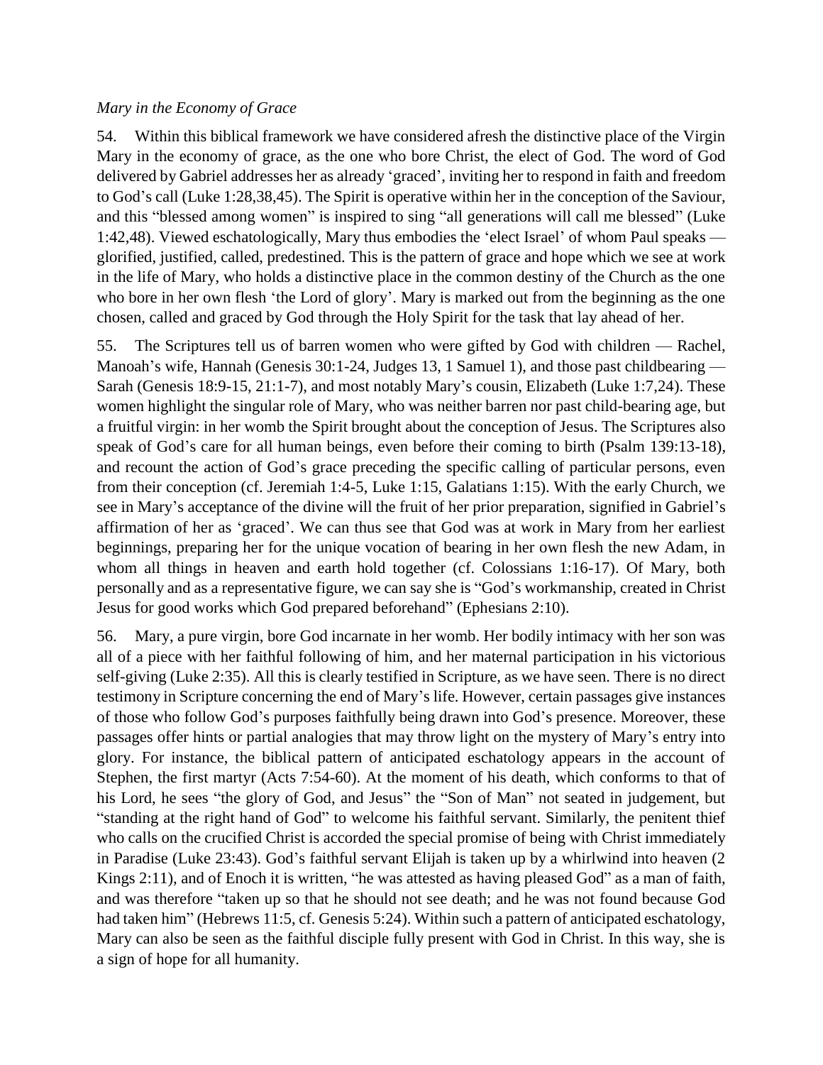*Mary in the Economy of Grace*

54. Within this biblical framework we have considered afresh the distinctive place of the Virgin Mary in the economy of grace, as the one who bore Christ, the elect of God. The word of God delivered by Gabriel addresses her as already 'graced', inviting her to respond in faith and freedom to God's call (Luke 1:28,38,45). The Spirit is operative within her in the conception of the Saviour, and this "blessed among women" is inspired to sing "all generations will call me blessed" (Luke 1:42,48). Viewed eschatologically, Mary thus embodies the 'elect Israel' of whom Paul speaks — glorified, justified, called, predestined. This is the pattern of grace and hope which we see at work in the life of Mary, who holds a distinctive place in the common destiny of the Church as the one who bore in her own flesh 'the Lord of glory'. Mary is marked out from the beginning as the one chosen, called and graced by God through the Holy Spirit for the task that lay ahead of her.

55. The Scriptures tell us of barren women who were gifted by God with children — Rachel, Manoah's wife, Hannah (Genesis 30:1-24, Judges 13, 1 Samuel 1), and those past childbearing — Sarah (Genesis 18:9-15, 21:1-7), and most notably Mary's cousin, Elizabeth (Luke 1:7,24). These women highlight the singular role of Mary, who was neither barren nor past child-bearing age, but a fruitful virgin: in her womb the Spirit brought about the conception of Jesus. The Scriptures also speak of God's care for all human beings, even before their coming to birth (Psalm 139:13-18), and recount the action of God's grace preceding the specific calling of particular persons, even from their conception (cf. Jeremiah 1:4-5, Luke 1:15, Galatians 1:15). With the early Church, we see in Mary's acceptance of the divine will the fruit of her prior preparation, signified in Gabriel's affirmation of her as 'graced'. We can thus see that God was at work in Mary from her earliest beginnings, preparing her for the unique vocation of bearing in her own flesh the new Adam, in whom all things in heaven and earth hold together (cf. Colossians 1:16-17). Of Mary, both personally and as a representative figure, we can say she is "God's workmanship, created in Christ Jesus for good works which God prepared beforehand" (Ephesians 2:10).

56. Mary, a pure virgin, bore God incarnate in her womb. Her bodily intimacy with her son was all of a piece with her faithful following of him, and her maternal participation in his victorious self-giving (Luke 2:35). All this is clearly testified in Scripture, as we have seen. There is no direct testimony in Scripture concerning the end of Mary's life. However, certain passages give instances of those who follow God's purposes faithfully being drawn into God's presence. Moreover, these passages offer hints or partial analogies that may throw light on the mystery of Mary's entry into glory. For instance, the biblical pattern of anticipated eschatology appears in the account of Stephen, the first martyr (Acts 7:54-60). At the moment of his death, which conforms to that of his Lord, he sees "the glory of God, and Jesus" the "Son of Man" not seated in judgement, but "standing at the right hand of God" to welcome his faithful servant. Similarly, the penitent thief who calls on the crucified Christ is accorded the special promise of being with Christ immediately in Paradise (Luke 23:43). God's faithful servant Elijah is taken up by a whirlwind into heaven (2 Kings 2:11), and of Enoch it is written, "he was attested as having pleased God" as a man of faith, and was therefore "taken up so that he should not see death; and he was not found because God had taken him" (Hebrews 11:5, cf. Genesis 5:24). Within such a pattern of anticipated eschatology, Mary can also be seen as the faithful disciple fully present with God in Christ. In this way, she is a sign of hope for all humanity.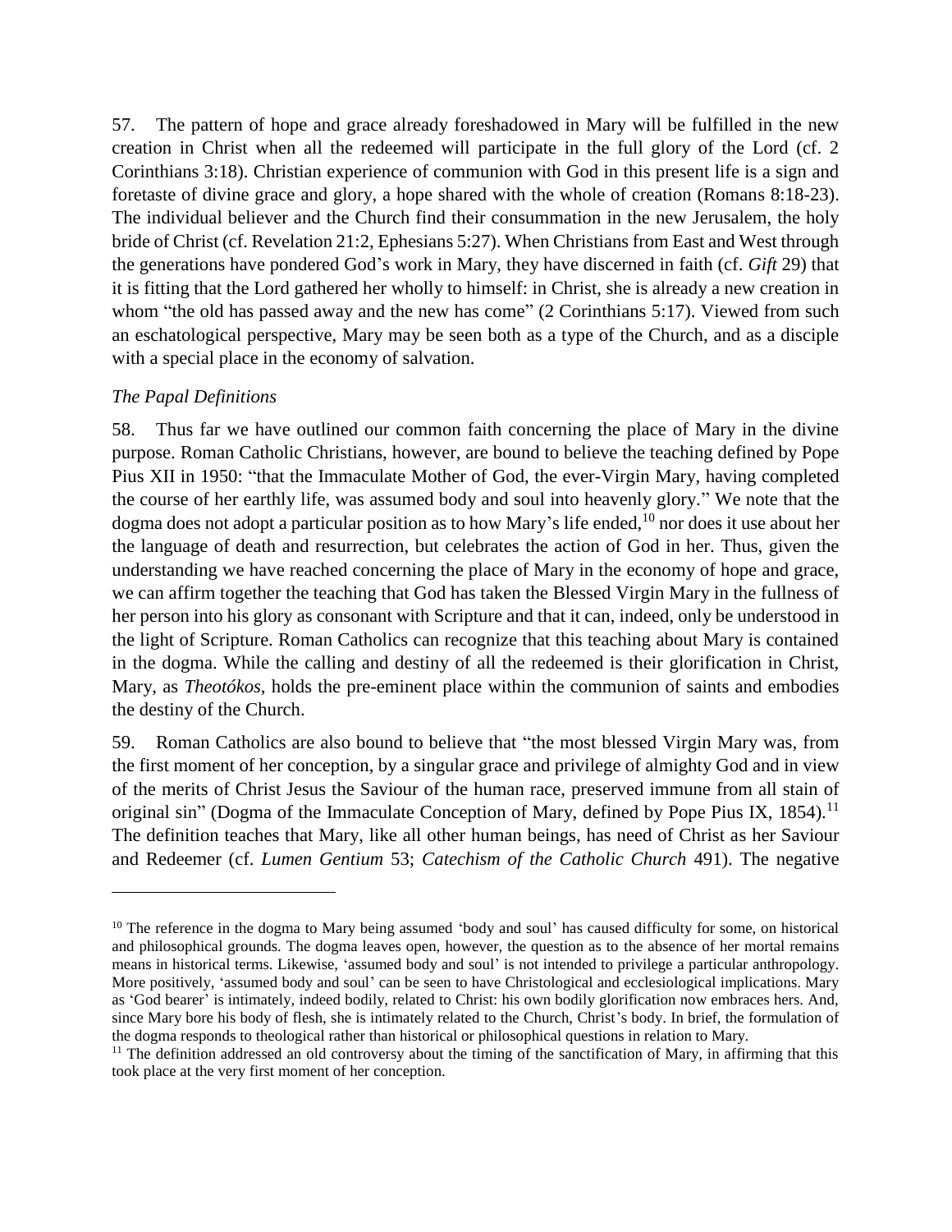57. The pattern of hope and grace already foreshadowed in Mary will be fulfilled in the new creation in Christ when all the redeemed will participate in the full glory of the Lord (cf. 2 Corinthians 3:18). Christian experience of communion with God in this present life is a sign and foretaste of divine grace and glory, a hope shared with the whole of creation (Romans 8:18-23). The individual believer and the Church find their consummation in the new Jerusalem, the holy bride of Christ (cf. Revelation 21:2, Ephesians 5:27). When Christians from East and West through the generations have pondered God's work in Mary, they have discerned in faith (cf. *Gift* 29) that it is fitting that the Lord gathered her wholly to himself: in Christ, she is already a new creation in whom "the old has passed away and the new has come" (2 Corinthians 5:17). Viewed from such an eschatological perspective, Mary may be seen both as a type of the Church, and as a disciple with a special place in the economy of salvation.

*The Papal Definitions*

58. Thus far we have outlined our common faith concerning the place of Mary in the divine purpose. Roman Catholic Christians, however, are bound to believe the teaching defined by Pope Pius XII in 1950: "that the Immaculate Mother of God, the ever-Virgin Mary, having completed the course of her earthly life, was assumed body and soul into heavenly glory." We note that the dogma does not adopt a particular position as to how Mary's life ended,[10] nor does it use about her the language of death and resurrection, but celebrates the action of God in her. Thus, given the understanding we have reached concerning the place of Mary in the economy of hope and grace, we can affirm together the teaching that God has taken the Blessed Virgin Mary in the fullness of her person into his glory as consonant with Scripture and that it can, indeed, only be understood in the light of Scripture. Roman Catholics can recognize that this teaching about Mary is contained in the dogma. While the calling and destiny of all the redeemed is their glorification in Christ, Mary, as *Theotókos*, holds the pre-eminent place within the communion of saints and embodies the destiny of the Church.

59. Roman Catholics are also bound to believe that "the most blessed Virgin Mary was, from the first moment of her conception, by a singular grace and privilege of almighty God and in view of the merits of Christ Jesus the Saviour of the human race, preserved immune from all stain of original sin" (Dogma of the Immaculate Conception of Mary, defined by Pope Pius IX, 1854).[11] The definition teaches that Mary, like all other human beings, has need of Christ as her Saviour and Redeemer (cf. *Lumen Gentium* 53; *Catechism of the Catholic Church* 491). The negative

---

[10] The reference in the dogma to Mary being assumed 'body and soul' has caused difficulty for some, on historical and philosophical grounds. The dogma leaves open, however, the question as to the absence of her mortal remains means in historical terms. Likewise, 'assumed body and soul' is not intended to privilege a particular anthropology. More positively, 'assumed body and soul' can be seen to have Christological and ecclesiological implications. Mary as 'God bearer' is intimately, indeed bodily, related to Christ: his own bodily glorification now embraces hers. And, since Mary bore his body of flesh, she is intimately related to the Church, Christ's body. In brief, the formulation of the dogma responds to theological rather than historical or philosophical questions in relation to Mary.

[11] The definition addressed an old controversy about the timing of the sanctification of Mary, in affirming that this took place at the very first moment of her conception.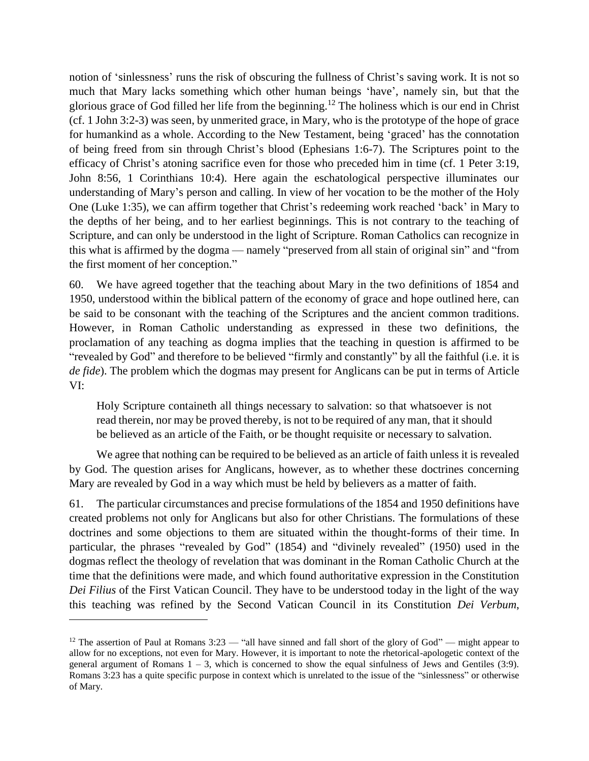notion of 'sinlessness' runs the risk of obscuring the fullness of Christ's saving work. It is not so much that Mary lacks something which other human beings 'have', namely sin, but that the glorious grace of God filled her life from the beginning.[12] The holiness which is our end in Christ (cf. 1 John 3:2-3) was seen, by unmerited grace, in Mary, who is the prototype of the hope of grace for humankind as a whole. According to the New Testament, being 'graced' has the connotation of being freed from sin through Christ's blood (Ephesians 1:6-7). The Scriptures point to the efficacy of Christ's atoning sacrifice even for those who preceded him in time (cf. 1 Peter 3:19, John 8:56, 1 Corinthians 10:4). Here again the eschatological perspective illuminates our understanding of Mary's person and calling. In view of her vocation to be the mother of the Holy One (Luke 1:35), we can affirm together that Christ's redeeming work reached 'back' in Mary to the depths of her being, and to her earliest beginnings. This is not contrary to the teaching of Scripture, and can only be understood in the light of Scripture. Roman Catholics can recognize in this what is affirmed by the dogma — namely "preserved from all stain of original sin" and "from the first moment of her conception."

60. We have agreed together that the teaching about Mary in the two definitions of 1854 and 1950, understood within the biblical pattern of the economy of grace and hope outlined here, can be said to be consonant with the teaching of the Scriptures and the ancient common traditions. However, in Roman Catholic understanding as expressed in these two definitions, the proclamation of any teaching as dogma implies that the teaching in question is affirmed to be "revealed by God" and therefore to be believed "firmly and constantly" by all the faithful (i.e. it is *de fide*). The problem which the dogmas may present for Anglicans can be put in terms of Article VI:

> Holy Scripture containeth all things necessary to salvation: so that whatsoever is not read therein, nor may be proved thereby, is not to be required of any man, that it should be believed as an article of the Faith, or be thought requisite or necessary to salvation.

We agree that nothing can be required to be believed as an article of faith unless it is revealed by God. The question arises for Anglicans, however, as to whether these doctrines concerning Mary are revealed by God in a way which must be held by believers as a matter of faith.

61. The particular circumstances and precise formulations of the 1854 and 1950 definitions have created problems not only for Anglicans but also for other Christians. The formulations of these doctrines and some objections to them are situated within the thought-forms of their time. In particular, the phrases "revealed by God" (1854) and "divinely revealed" (1950) used in the dogmas reflect the theology of revelation that was dominant in the Roman Catholic Church at the time that the definitions were made, and which found authoritative expression in the Constitution *Dei Filius* of the First Vatican Council. They have to be understood today in the light of the way this teaching was refined by the Second Vatican Council in its Constitution *Dei Verbum*,

---

[12] The assertion of Paul at Romans 3:23 — "all have sinned and fall short of the glory of God" — might appear to allow for no exceptions, not even for Mary. However, it is important to note the rhetorical-apologetic context of the general argument of Romans 1 – 3, which is concerned to show the equal sinfulness of Jews and Gentiles (3:9). Romans 3:23 has a quite specific purpose in context which is unrelated to the issue of the "sinlessness" or otherwise of Mary.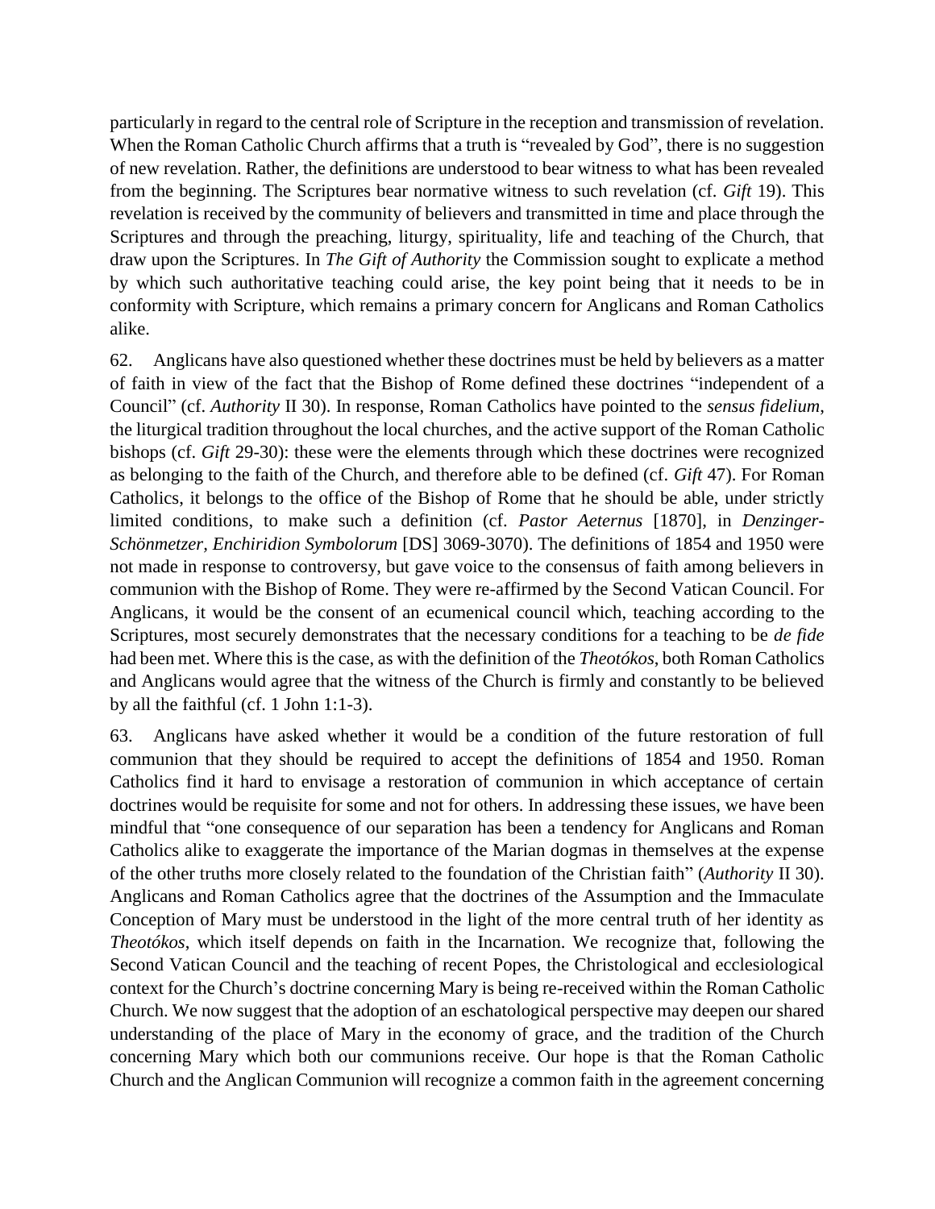particularly in regard to the central role of Scripture in the reception and transmission of revelation. When the Roman Catholic Church affirms that a truth is "revealed by God", there is no suggestion of new revelation. Rather, the definitions are understood to bear witness to what has been revealed from the beginning. The Scriptures bear normative witness to such revelation (cf. *Gift* 19). This revelation is received by the community of believers and transmitted in time and place through the Scriptures and through the preaching, liturgy, spirituality, life and teaching of the Church, that draw upon the Scriptures. In *The Gift of Authority* the Commission sought to explicate a method by which such authoritative teaching could arise, the key point being that it needs to be in conformity with Scripture, which remains a primary concern for Anglicans and Roman Catholics alike.

62. Anglicans have also questioned whether these doctrines must be held by believers as a matter of faith in view of the fact that the Bishop of Rome defined these doctrines "independent of a Council" (cf. *Authority* II 30). In response, Roman Catholics have pointed to the *sensus fidelium*, the liturgical tradition throughout the local churches, and the active support of the Roman Catholic bishops (cf. *Gift* 29-30): these were the elements through which these doctrines were recognized as belonging to the faith of the Church, and therefore able to be defined (cf. *Gift* 47). For Roman Catholics, it belongs to the office of the Bishop of Rome that he should be able, under strictly limited conditions, to make such a definition (cf. *Pastor Aeternus* [1870], in *Denzinger-Schönmetzer, Enchiridion Symbolorum* [DS] 3069-3070). The definitions of 1854 and 1950 were not made in response to controversy, but gave voice to the consensus of faith among believers in communion with the Bishop of Rome. They were re-affirmed by the Second Vatican Council. For Anglicans, it would be the consent of an ecumenical council which, teaching according to the Scriptures, most securely demonstrates that the necessary conditions for a teaching to be *de fide* had been met. Where this is the case, as with the definition of the *Theotókos*, both Roman Catholics and Anglicans would agree that the witness of the Church is firmly and constantly to be believed by all the faithful (cf. 1 John 1:1-3).

63. Anglicans have asked whether it would be a condition of the future restoration of full communion that they should be required to accept the definitions of 1854 and 1950. Roman Catholics find it hard to envisage a restoration of communion in which acceptance of certain doctrines would be requisite for some and not for others. In addressing these issues, we have been mindful that "one consequence of our separation has been a tendency for Anglicans and Roman Catholics alike to exaggerate the importance of the Marian dogmas in themselves at the expense of the other truths more closely related to the foundation of the Christian faith" (*Authority* II 30). Anglicans and Roman Catholics agree that the doctrines of the Assumption and the Immaculate Conception of Mary must be understood in the light of the more central truth of her identity as *Theotókos*, which itself depends on faith in the Incarnation. We recognize that, following the Second Vatican Council and the teaching of recent Popes, the Christological and ecclesiological context for the Church's doctrine concerning Mary is being re-received within the Roman Catholic Church. We now suggest that the adoption of an eschatological perspective may deepen our shared understanding of the place of Mary in the economy of grace, and the tradition of the Church concerning Mary which both our communions receive. Our hope is that the Roman Catholic Church and the Anglican Communion will recognize a common faith in the agreement concerning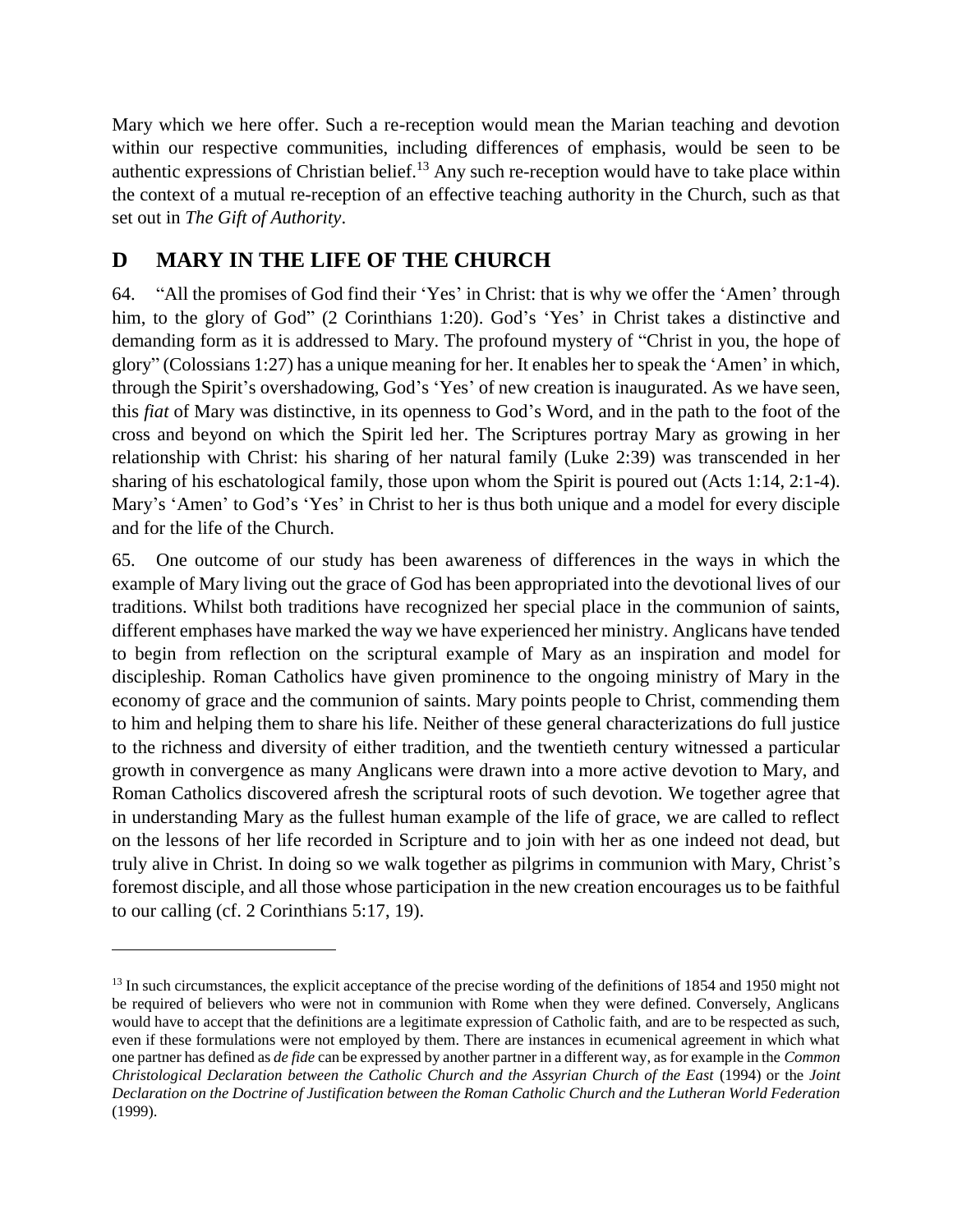Mary which we here offer. Such a re-reception would mean the Marian teaching and devotion within our respective communities, including differences of emphasis, would be seen to be authentic expressions of Christian belief.[13] Any such re-reception would have to take place within the context of a mutual re-reception of an effective teaching authority in the Church, such as that set out in *The Gift of Authority*.

## D MARY IN THE LIFE OF THE CHURCH

64. "All the promises of God find their 'Yes' in Christ: that is why we offer the 'Amen' through him, to the glory of God" (2 Corinthians 1:20). God's 'Yes' in Christ takes a distinctive and demanding form as it is addressed to Mary. The profound mystery of "Christ in you, the hope of glory" (Colossians 1:27) has a unique meaning for her. It enables her to speak the 'Amen' in which, through the Spirit's overshadowing, God's 'Yes' of new creation is inaugurated. As we have seen, this *fiat* of Mary was distinctive, in its openness to God's Word, and in the path to the foot of the cross and beyond on which the Spirit led her. The Scriptures portray Mary as growing in her relationship with Christ: his sharing of her natural family (Luke 2:39) was transcended in her sharing of his eschatological family, those upon whom the Spirit is poured out (Acts 1:14, 2:1-4). Mary's 'Amen' to God's 'Yes' in Christ to her is thus both unique and a model for every disciple and for the life of the Church.

65. One outcome of our study has been awareness of differences in the ways in which the example of Mary living out the grace of God has been appropriated into the devotional lives of our traditions. Whilst both traditions have recognized her special place in the communion of saints, different emphases have marked the way we have experienced her ministry. Anglicans have tended to begin from reflection on the scriptural example of Mary as an inspiration and model for discipleship. Roman Catholics have given prominence to the ongoing ministry of Mary in the economy of grace and the communion of saints. Mary points people to Christ, commending them to him and helping them to share his life. Neither of these general characterizations do full justice to the richness and diversity of either tradition, and the twentieth century witnessed a particular growth in convergence as many Anglicans were drawn into a more active devotion to Mary, and Roman Catholics discovered afresh the scriptural roots of such devotion. We together agree that in understanding Mary as the fullest human example of the life of grace, we are called to reflect on the lessons of her life recorded in Scripture and to join with her as one indeed not dead, but truly alive in Christ. In doing so we walk together as pilgrims in communion with Mary, Christ's foremost disciple, and all those whose participation in the new creation encourages us to be faithful to our calling (cf. 2 Corinthians 5:17, 19).

---

[13] In such circumstances, the explicit acceptance of the precise wording of the definitions of 1854 and 1950 might not be required of believers who were not in communion with Rome when they were defined. Conversely, Anglicans would have to accept that the definitions are a legitimate expression of Catholic faith, and are to be respected as such, even if these formulations were not employed by them. There are instances in ecumenical agreement in which what one partner has defined as *de fide* can be expressed by another partner in a different way, as for example in the *Common Christological Declaration between the Catholic Church and the Assyrian Church of the East* (1994) or the *Joint Declaration on the Doctrine of Justification between the Roman Catholic Church and the Lutheran World Federation* (1999).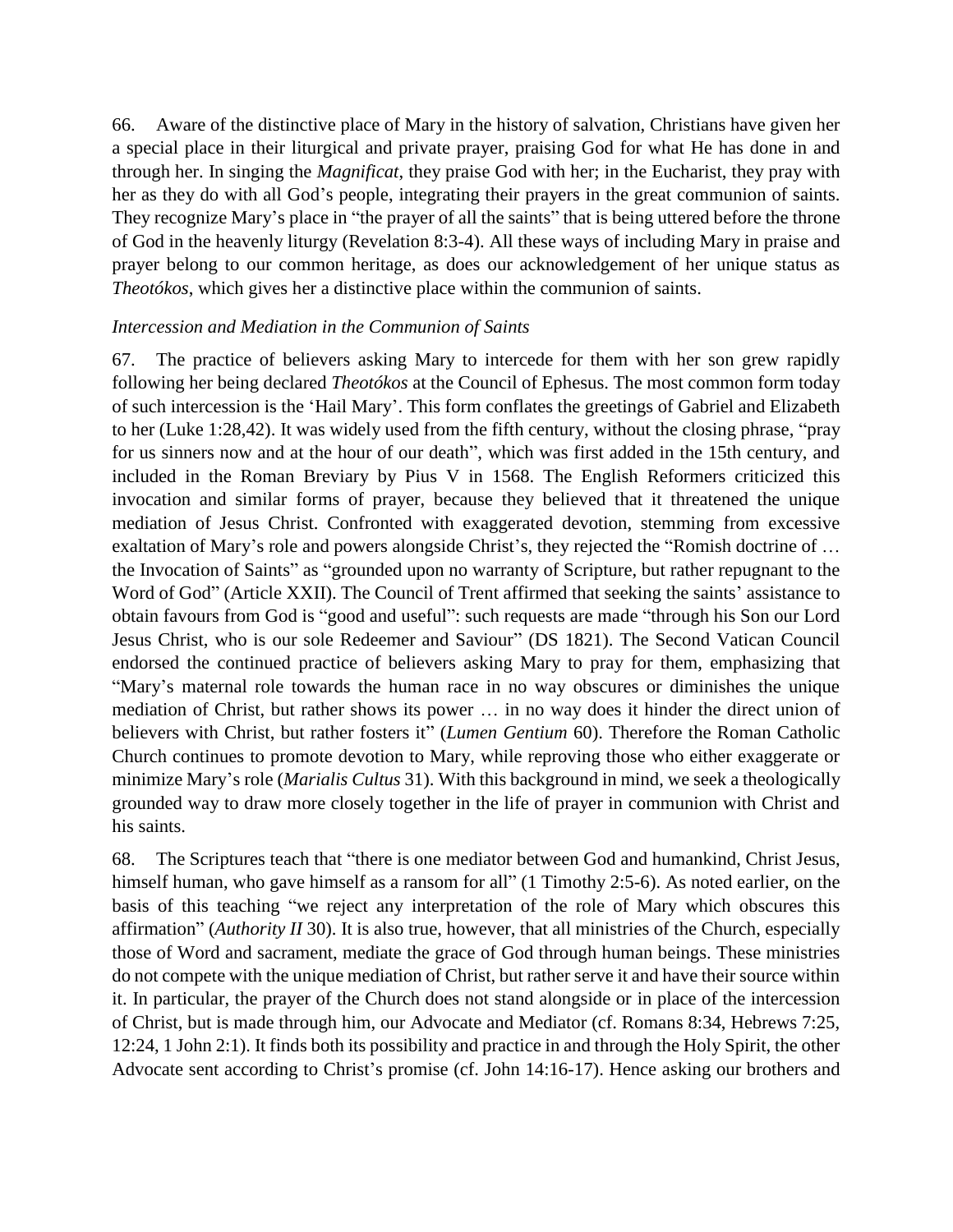66. Aware of the distinctive place of Mary in the history of salvation, Christians have given her a special place in their liturgical and private prayer, praising God for what He has done in and through her. In singing the *Magnificat*, they praise God with her; in the Eucharist, they pray with her as they do with all God's people, integrating their prayers in the great communion of saints. They recognize Mary's place in "the prayer of all the saints" that is being uttered before the throne of God in the heavenly liturgy (Revelation 8:3-4). All these ways of including Mary in praise and prayer belong to our common heritage, as does our acknowledgement of her unique status as *Theotókos*, which gives her a distinctive place within the communion of saints.

*Intercession and Mediation in the Communion of Saints*

67. The practice of believers asking Mary to intercede for them with her son grew rapidly following her being declared *Theotókos* at the Council of Ephesus. The most common form today of such intercession is the 'Hail Mary'. This form conflates the greetings of Gabriel and Elizabeth to her (Luke 1:28,42). It was widely used from the fifth century, without the closing phrase, "pray for us sinners now and at the hour of our death", which was first added in the 15th century, and included in the Roman Breviary by Pius V in 1568. The English Reformers criticized this invocation and similar forms of prayer, because they believed that it threatened the unique mediation of Jesus Christ. Confronted with exaggerated devotion, stemming from excessive exaltation of Mary's role and powers alongside Christ's, they rejected the "Romish doctrine of … the Invocation of Saints" as "grounded upon no warranty of Scripture, but rather repugnant to the Word of God" (Article XXII). The Council of Trent affirmed that seeking the saints' assistance to obtain favours from God is "good and useful": such requests are made "through his Son our Lord Jesus Christ, who is our sole Redeemer and Saviour" (DS 1821). The Second Vatican Council endorsed the continued practice of believers asking Mary to pray for them, emphasizing that "Mary's maternal role towards the human race in no way obscures or diminishes the unique mediation of Christ, but rather shows its power … in no way does it hinder the direct union of believers with Christ, but rather fosters it" (*Lumen Gentium* 60). Therefore the Roman Catholic Church continues to promote devotion to Mary, while reproving those who either exaggerate or minimize Mary's role (*Marialis Cultus* 31). With this background in mind, we seek a theologically grounded way to draw more closely together in the life of prayer in communion with Christ and his saints.

68. The Scriptures teach that "there is one mediator between God and humankind, Christ Jesus, himself human, who gave himself as a ransom for all" (1 Timothy 2:5-6). As noted earlier, on the basis of this teaching "we reject any interpretation of the role of Mary which obscures this affirmation" (*Authority II* 30). It is also true, however, that all ministries of the Church, especially those of Word and sacrament, mediate the grace of God through human beings. These ministries do not compete with the unique mediation of Christ, but rather serve it and have their source within it. In particular, the prayer of the Church does not stand alongside or in place of the intercession of Christ, but is made through him, our Advocate and Mediator (cf. Romans 8:34, Hebrews 7:25, 12:24, 1 John 2:1). It finds both its possibility and practice in and through the Holy Spirit, the other Advocate sent according to Christ's promise (cf. John 14:16-17). Hence asking our brothers and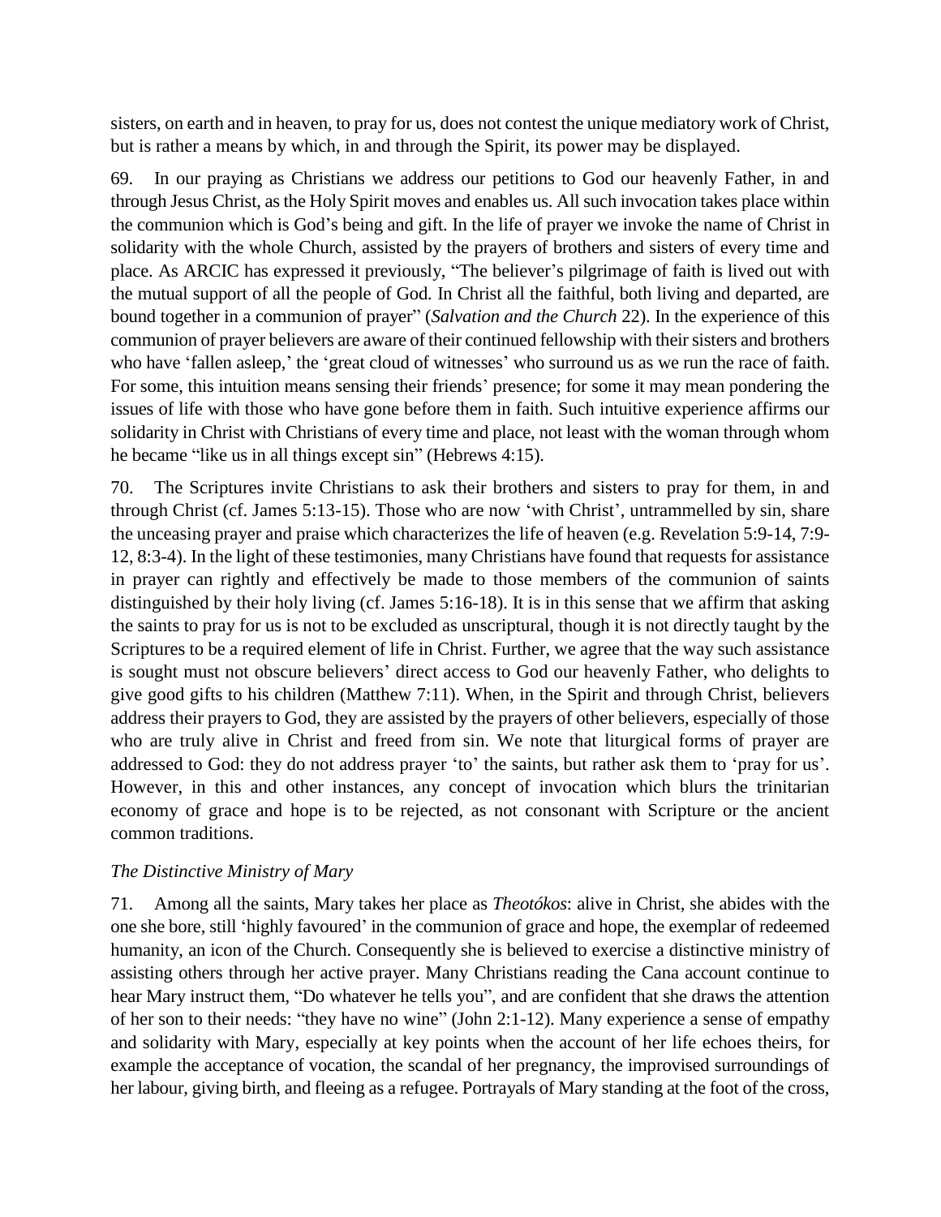sisters, on earth and in heaven, to pray for us, does not contest the unique mediatory work of Christ, but is rather a means by which, in and through the Spirit, its power may be displayed.

69. In our praying as Christians we address our petitions to God our heavenly Father, in and through Jesus Christ, as the Holy Spirit moves and enables us. All such invocation takes place within the communion which is God's being and gift. In the life of prayer we invoke the name of Christ in solidarity with the whole Church, assisted by the prayers of brothers and sisters of every time and place. As ARCIC has expressed it previously, "The believer's pilgrimage of faith is lived out with the mutual support of all the people of God. In Christ all the faithful, both living and departed, are bound together in a communion of prayer" (*Salvation and the Church* 22). In the experience of this communion of prayer believers are aware of their continued fellowship with their sisters and brothers who have 'fallen asleep,' the 'great cloud of witnesses' who surround us as we run the race of faith. For some, this intuition means sensing their friends' presence; for some it may mean pondering the issues of life with those who have gone before them in faith. Such intuitive experience affirms our solidarity in Christ with Christians of every time and place, not least with the woman through whom he became "like us in all things except sin" (Hebrews 4:15).

70. The Scriptures invite Christians to ask their brothers and sisters to pray for them, in and through Christ (cf. James 5:13-15). Those who are now 'with Christ', untrammelled by sin, share the unceasing prayer and praise which characterizes the life of heaven (e.g. Revelation 5:9-14, 7:9-12, 8:3-4). In the light of these testimonies, many Christians have found that requests for assistance in prayer can rightly and effectively be made to those members of the communion of saints distinguished by their holy living (cf. James 5:16-18). It is in this sense that we affirm that asking the saints to pray for us is not to be excluded as unscriptural, though it is not directly taught by the Scriptures to be a required element of life in Christ. Further, we agree that the way such assistance is sought must not obscure believers' direct access to God our heavenly Father, who delights to give good gifts to his children (Matthew 7:11). When, in the Spirit and through Christ, believers address their prayers to God, they are assisted by the prayers of other believers, especially of those who are truly alive in Christ and freed from sin. We note that liturgical forms of prayer are addressed to God: they do not address prayer 'to' the saints, but rather ask them to 'pray for us'. However, in this and other instances, any concept of invocation which blurs the trinitarian economy of grace and hope is to be rejected, as not consonant with Scripture or the ancient common traditions.

### *The Distinctive Ministry of Mary*

71. Among all the saints, Mary takes her place as *Theotókos*: alive in Christ, she abides with the one she bore, still 'highly favoured' in the communion of grace and hope, the exemplar of redeemed humanity, an icon of the Church. Consequently she is believed to exercise a distinctive ministry of assisting others through her active prayer. Many Christians reading the Cana account continue to hear Mary instruct them, "Do whatever he tells you", and are confident that she draws the attention of her son to their needs: "they have no wine" (John 2:1-12). Many experience a sense of empathy and solidarity with Mary, especially at key points when the account of her life echoes theirs, for example the acceptance of vocation, the scandal of her pregnancy, the improvised surroundings of her labour, giving birth, and fleeing as a refugee. Portrayals of Mary standing at the foot of the cross,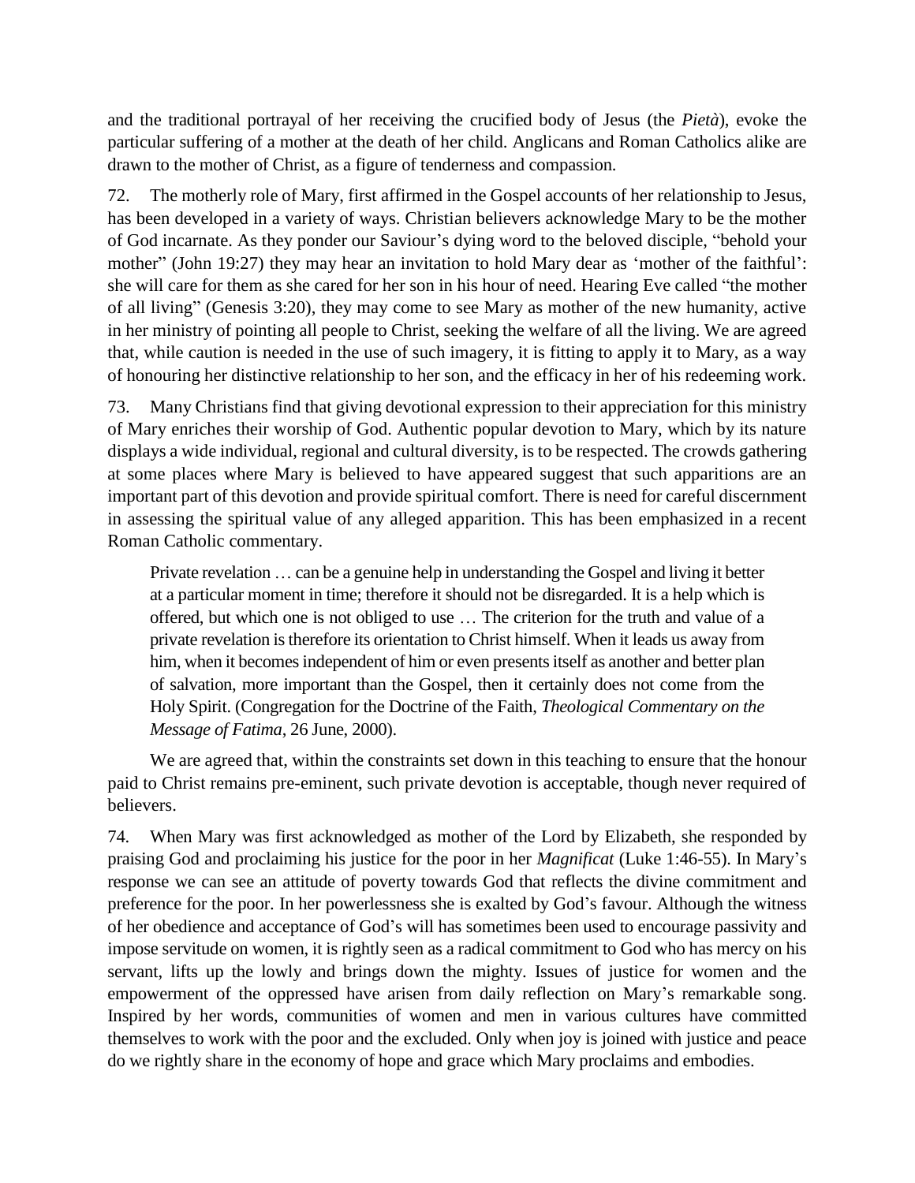and the traditional portrayal of her receiving the crucified body of Jesus (the *Pietà*), evoke the particular suffering of a mother at the death of her child. Anglicans and Roman Catholics alike are drawn to the mother of Christ, as a figure of tenderness and compassion.

72. The motherly role of Mary, first affirmed in the Gospel accounts of her relationship to Jesus, has been developed in a variety of ways. Christian believers acknowledge Mary to be the mother of God incarnate. As they ponder our Saviour's dying word to the beloved disciple, "behold your mother" (John 19:27) they may hear an invitation to hold Mary dear as 'mother of the faithful': she will care for them as she cared for her son in his hour of need. Hearing Eve called "the mother of all living" (Genesis 3:20), they may come to see Mary as mother of the new humanity, active in her ministry of pointing all people to Christ, seeking the welfare of all the living. We are agreed that, while caution is needed in the use of such imagery, it is fitting to apply it to Mary, as a way of honouring her distinctive relationship to her son, and the efficacy in her of his redeeming work.

73. Many Christians find that giving devotional expression to their appreciation for this ministry of Mary enriches their worship of God. Authentic popular devotion to Mary, which by its nature displays a wide individual, regional and cultural diversity, is to be respected. The crowds gathering at some places where Mary is believed to have appeared suggest that such apparitions are an important part of this devotion and provide spiritual comfort. There is need for careful discernment in assessing the spiritual value of any alleged apparition. This has been emphasized in a recent Roman Catholic commentary.

> Private revelation … can be a genuine help in understanding the Gospel and living it better at a particular moment in time; therefore it should not be disregarded. It is a help which is offered, but which one is not obliged to use … The criterion for the truth and value of a private revelation is therefore its orientation to Christ himself. When it leads us away from him, when it becomes independent of him or even presents itself as another and better plan of salvation, more important than the Gospel, then it certainly does not come from the Holy Spirit. (Congregation for the Doctrine of the Faith, *Theological Commentary on the Message of Fatima*, 26 June, 2000).

We are agreed that, within the constraints set down in this teaching to ensure that the honour paid to Christ remains pre-eminent, such private devotion is acceptable, though never required of believers.

74. When Mary was first acknowledged as mother of the Lord by Elizabeth, she responded by praising God and proclaiming his justice for the poor in her *Magnificat* (Luke 1:46-55). In Mary's response we can see an attitude of poverty towards God that reflects the divine commitment and preference for the poor. In her powerlessness she is exalted by God's favour. Although the witness of her obedience and acceptance of God's will has sometimes been used to encourage passivity and impose servitude on women, it is rightly seen as a radical commitment to God who has mercy on his servant, lifts up the lowly and brings down the mighty. Issues of justice for women and the empowerment of the oppressed have arisen from daily reflection on Mary's remarkable song. Inspired by her words, communities of women and men in various cultures have committed themselves to work with the poor and the excluded. Only when joy is joined with justice and peace do we rightly share in the economy of hope and grace which Mary proclaims and embodies.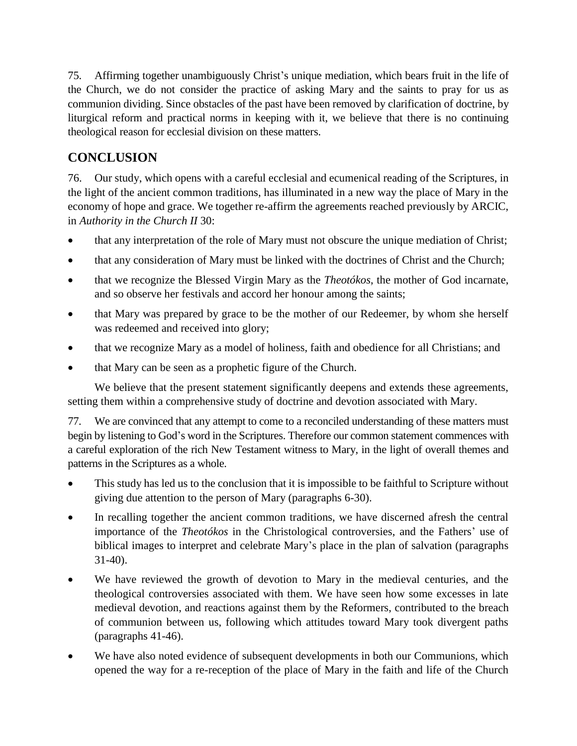75. Affirming together unambiguously Christ's unique mediation, which bears fruit in the life of the Church, we do not consider the practice of asking Mary and the saints to pray for us as communion dividing. Since obstacles of the past have been removed by clarification of doctrine, by liturgical reform and practical norms in keeping with it, we believe that there is no continuing theological reason for ecclesial division on these matters.

## CONCLUSION

76. Our study, which opens with a careful ecclesial and ecumenical reading of the Scriptures, in the light of the ancient common traditions, has illuminated in a new way the place of Mary in the economy of hope and grace. We together re-affirm the agreements reached previously by ARCIC, in *Authority in the Church II* 30:

- that any interpretation of the role of Mary must not obscure the unique mediation of Christ;
- that any consideration of Mary must be linked with the doctrines of Christ and the Church;
- that we recognize the Blessed Virgin Mary as the *Theotókos*, the mother of God incarnate, and so observe her festivals and accord her honour among the saints;
- that Mary was prepared by grace to be the mother of our Redeemer, by whom she herself was redeemed and received into glory;
- that we recognize Mary as a model of holiness, faith and obedience for all Christians; and
- that Mary can be seen as a prophetic figure of the Church.

We believe that the present statement significantly deepens and extends these agreements, setting them within a comprehensive study of doctrine and devotion associated with Mary.

77. We are convinced that any attempt to come to a reconciled understanding of these matters must begin by listening to God's word in the Scriptures. Therefore our common statement commences with a careful exploration of the rich New Testament witness to Mary, in the light of overall themes and patterns in the Scriptures as a whole.

- This study has led us to the conclusion that it is impossible to be faithful to Scripture without giving due attention to the person of Mary (paragraphs 6-30).
- In recalling together the ancient common traditions, we have discerned afresh the central importance of the *Theotókos* in the Christological controversies, and the Fathers' use of biblical images to interpret and celebrate Mary's place in the plan of salvation (paragraphs 31-40).
- We have reviewed the growth of devotion to Mary in the medieval centuries, and the theological controversies associated with them. We have seen how some excesses in late medieval devotion, and reactions against them by the Reformers, contributed to the breach of communion between us, following which attitudes toward Mary took divergent paths (paragraphs 41-46).
- We have also noted evidence of subsequent developments in both our Communions, which opened the way for a re-reception of the place of Mary in the faith and life of the Church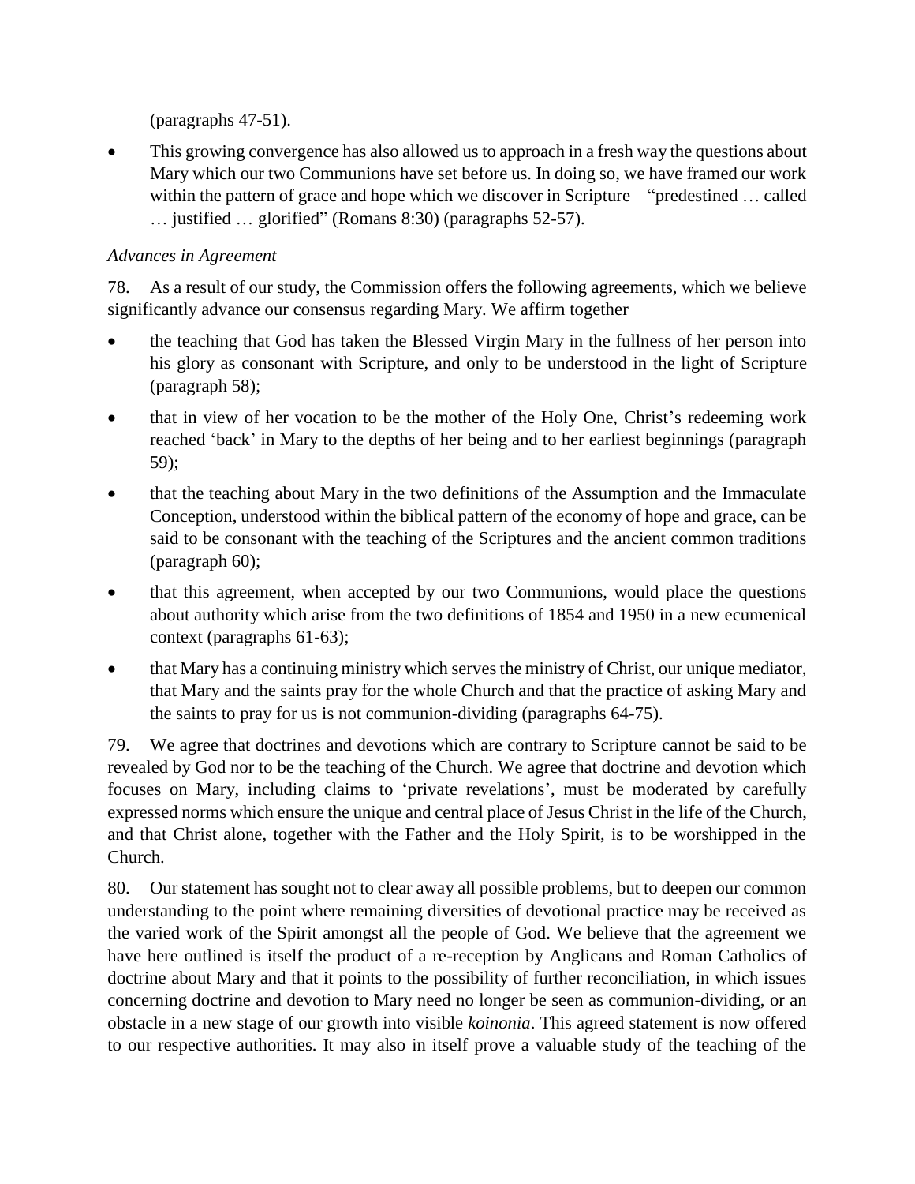(paragraphs 47-51).

- This growing convergence has also allowed us to approach in a fresh way the questions about Mary which our two Communions have set before us. In doing so, we have framed our work within the pattern of grace and hope which we discover in Scripture – "predestined … called … justified … glorified" (Romans 8:30) (paragraphs 52-57).

*Advances in Agreement*

78. As a result of our study, the Commission offers the following agreements, which we believe significantly advance our consensus regarding Mary. We affirm together

- the teaching that God has taken the Blessed Virgin Mary in the fullness of her person into his glory as consonant with Scripture, and only to be understood in the light of Scripture (paragraph 58);
- that in view of her vocation to be the mother of the Holy One, Christ's redeeming work reached 'back' in Mary to the depths of her being and to her earliest beginnings (paragraph 59);
- that the teaching about Mary in the two definitions of the Assumption and the Immaculate Conception, understood within the biblical pattern of the economy of hope and grace, can be said to be consonant with the teaching of the Scriptures and the ancient common traditions (paragraph 60);
- that this agreement, when accepted by our two Communions, would place the questions about authority which arise from the two definitions of 1854 and 1950 in a new ecumenical context (paragraphs 61-63);
- that Mary has a continuing ministry which serves the ministry of Christ, our unique mediator, that Mary and the saints pray for the whole Church and that the practice of asking Mary and the saints to pray for us is not communion-dividing (paragraphs 64-75).

79. We agree that doctrines and devotions which are contrary to Scripture cannot be said to be revealed by God nor to be the teaching of the Church. We agree that doctrine and devotion which focuses on Mary, including claims to 'private revelations', must be moderated by carefully expressed norms which ensure the unique and central place of Jesus Christ in the life of the Church, and that Christ alone, together with the Father and the Holy Spirit, is to be worshipped in the Church.

80. Our statement has sought not to clear away all possible problems, but to deepen our common understanding to the point where remaining diversities of devotional practice may be received as the varied work of the Spirit amongst all the people of God. We believe that the agreement we have here outlined is itself the product of a re-reception by Anglicans and Roman Catholics of doctrine about Mary and that it points to the possibility of further reconciliation, in which issues concerning doctrine and devotion to Mary need no longer be seen as communion-dividing, or an obstacle in a new stage of our growth into visible *koinonia*. This agreed statement is now offered to our respective authorities. It may also in itself prove a valuable study of the teaching of the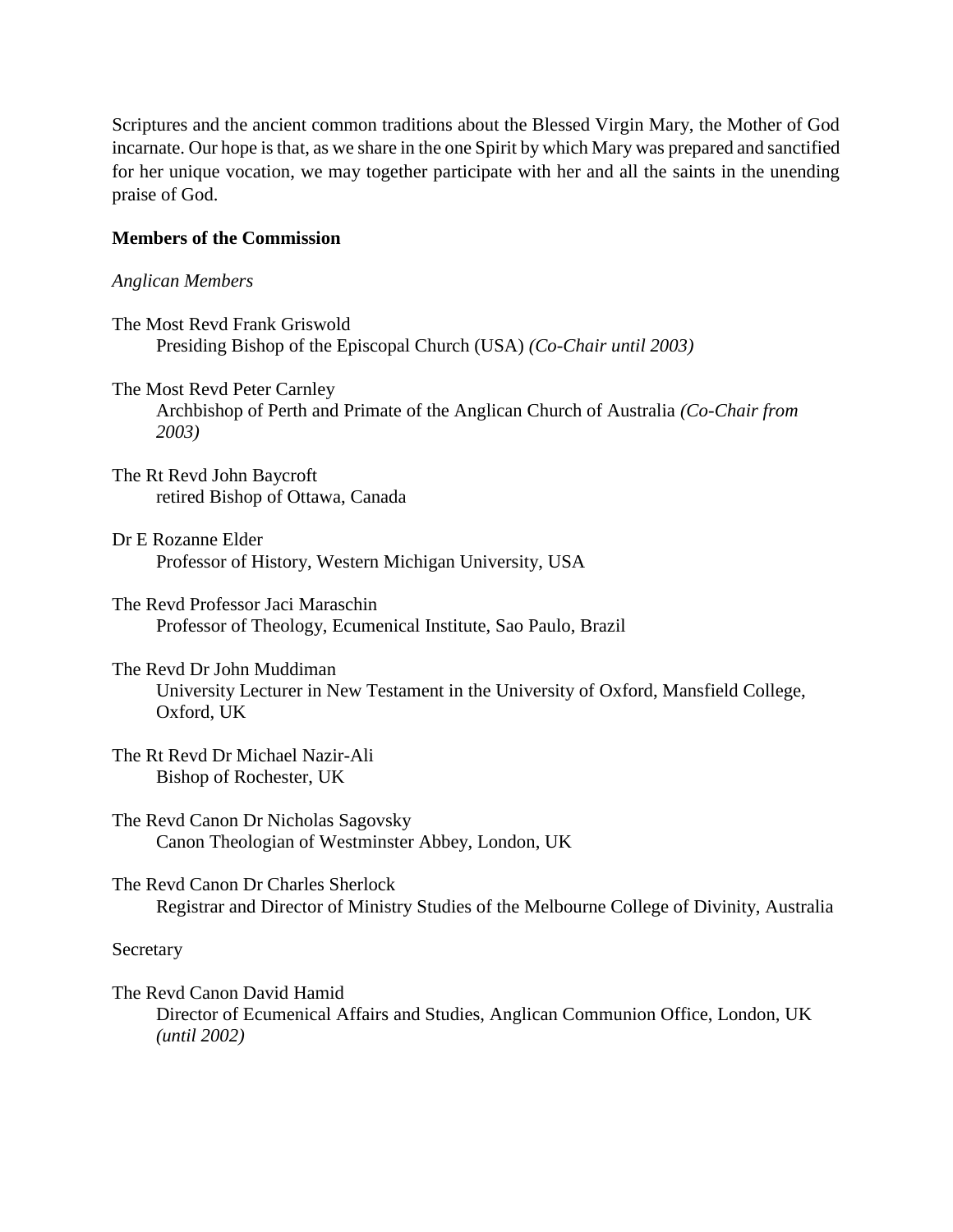Scriptures and the ancient common traditions about the Blessed Virgin Mary, the Mother of God incarnate. Our hope is that, as we share in the one Spirit by which Mary was prepared and sanctified for her unique vocation, we may together participate with her and all the saints in the unending praise of God.

**Members of the Commission**

*Anglican Members*

The Most Revd Frank Griswold
Presiding Bishop of the Episcopal Church (USA) *(Co-Chair until 2003)*

The Most Revd Peter Carnley
Archbishop of Perth and Primate of the Anglican Church of Australia *(Co-Chair from 2003)*

The Rt Revd John Baycroft
retired Bishop of Ottawa, Canada

Dr E Rozanne Elder
Professor of History, Western Michigan University, USA

The Revd Professor Jaci Maraschin
Professor of Theology, Ecumenical Institute, Sao Paulo, Brazil

The Revd Dr John Muddiman
University Lecturer in New Testament in the University of Oxford, Mansfield College, Oxford, UK

The Rt Revd Dr Michael Nazir-Ali
Bishop of Rochester, UK

The Revd Canon Dr Nicholas Sagovsky
Canon Theologian of Westminster Abbey, London, UK

The Revd Canon Dr Charles Sherlock
Registrar and Director of Ministry Studies of the Melbourne College of Divinity, Australia

Secretary

The Revd Canon David Hamid
Director of Ecumenical Affairs and Studies, Anglican Communion Office, London, UK *(until 2002)*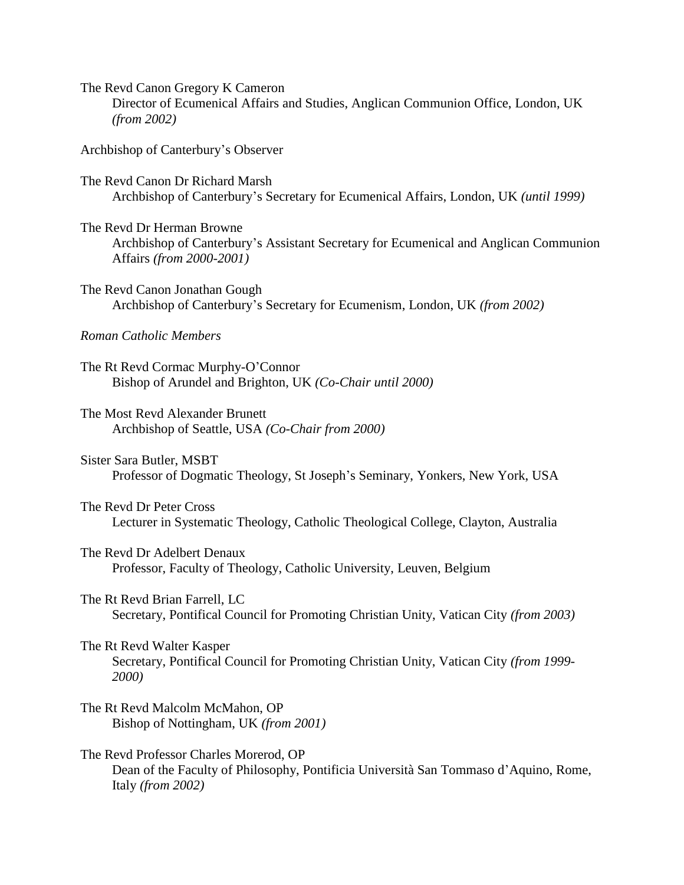The Revd Canon Gregory K Cameron
Director of Ecumenical Affairs and Studies, Anglican Communion Office, London, UK *(from 2002)*

Archbishop of Canterbury's Observer

The Revd Canon Dr Richard Marsh
Archbishop of Canterbury's Secretary for Ecumenical Affairs, London, UK *(until 1999)*

The Revd Dr Herman Browne
Archbishop of Canterbury's Assistant Secretary for Ecumenical and Anglican Communion Affairs *(from 2000-2001)*

The Revd Canon Jonathan Gough
Archbishop of Canterbury's Secretary for Ecumenism, London, UK *(from 2002)*

*Roman Catholic Members*

The Rt Revd Cormac Murphy-O'Connor
Bishop of Arundel and Brighton, UK *(Co-Chair until 2000)*

The Most Revd Alexander Brunett
Archbishop of Seattle, USA *(Co-Chair from 2000)*

Sister Sara Butler, MSBT
Professor of Dogmatic Theology, St Joseph's Seminary, Yonkers, New York, USA

The Revd Dr Peter Cross
Lecturer in Systematic Theology, Catholic Theological College, Clayton, Australia

The Revd Dr Adelbert Denaux
Professor, Faculty of Theology, Catholic University, Leuven, Belgium

The Rt Revd Brian Farrell, LC
Secretary, Pontifical Council for Promoting Christian Unity, Vatican City *(from 2003)*

The Rt Revd Walter Kasper
Secretary, Pontifical Council for Promoting Christian Unity, Vatican City *(from 1999-2000)*

The Rt Revd Malcolm McMahon, OP
Bishop of Nottingham, UK *(from 2001)*

The Revd Professor Charles Morerod, OP
Dean of the Faculty of Philosophy, Pontificia Università San Tommaso d'Aquino, Rome, Italy *(from 2002)*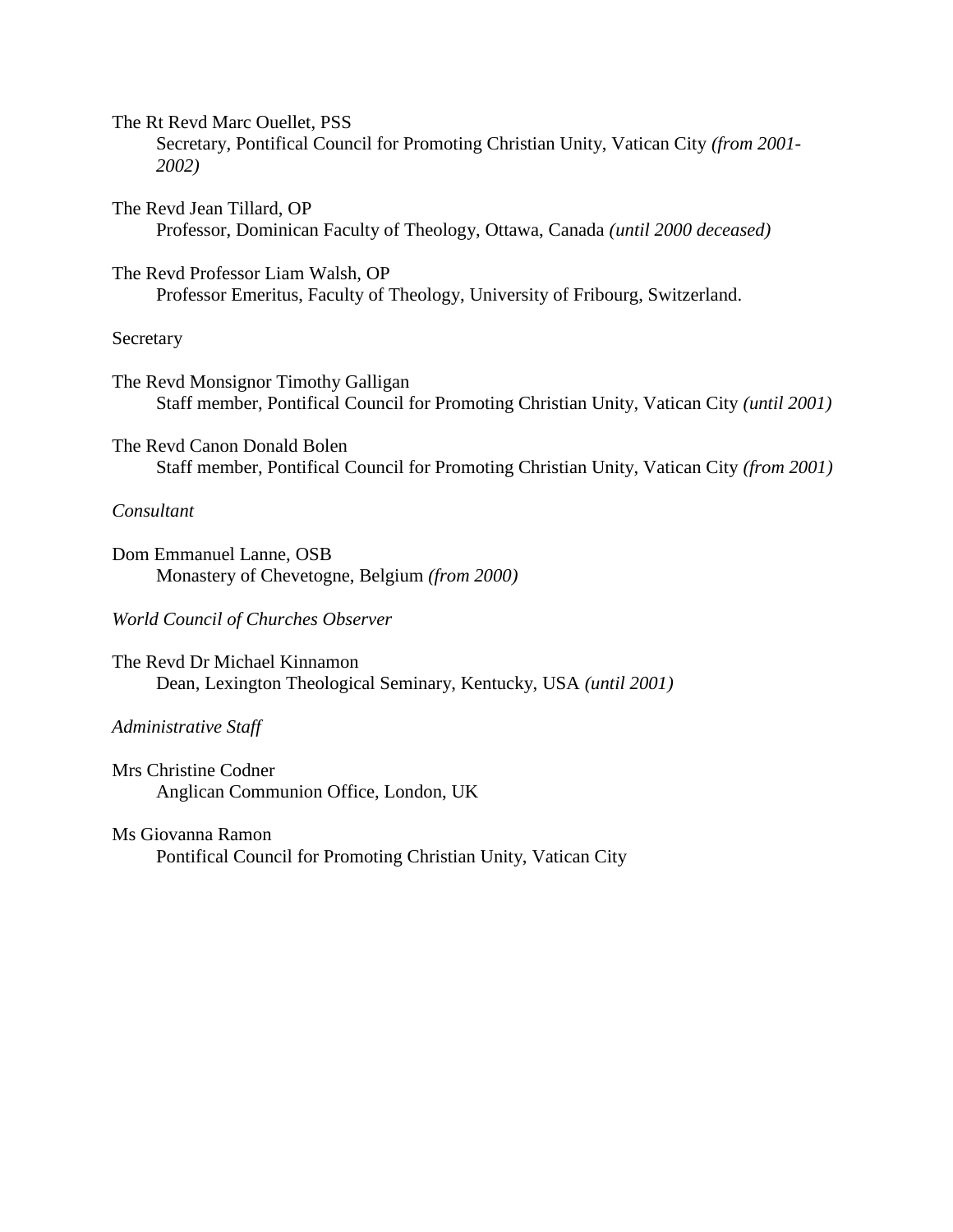The Rt Revd Marc Ouellet, PSS
Secretary, Pontifical Council for Promoting Christian Unity, Vatican City *(from 2001-2002)*

The Revd Jean Tillard, OP
Professor, Dominican Faculty of Theology, Ottawa, Canada *(until 2000 deceased)*

The Revd Professor Liam Walsh, OP
Professor Emeritus, Faculty of Theology, University of Fribourg, Switzerland.

Secretary

The Revd Monsignor Timothy Galligan
Staff member, Pontifical Council for Promoting Christian Unity, Vatican City *(until 2001)*

The Revd Canon Donald Bolen
Staff member, Pontifical Council for Promoting Christian Unity, Vatican City *(from 2001)*

*Consultant*

Dom Emmanuel Lanne, OSB
Monastery of Chevetogne, Belgium *(from 2000)*

*World Council of Churches Observer*

The Revd Dr Michael Kinnamon
Dean, Lexington Theological Seminary, Kentucky, USA *(until 2001)*

*Administrative Staff*

Mrs Christine Codner
Anglican Communion Office, London, UK

Ms Giovanna Ramon
Pontifical Council for Promoting Christian Unity, Vatican City